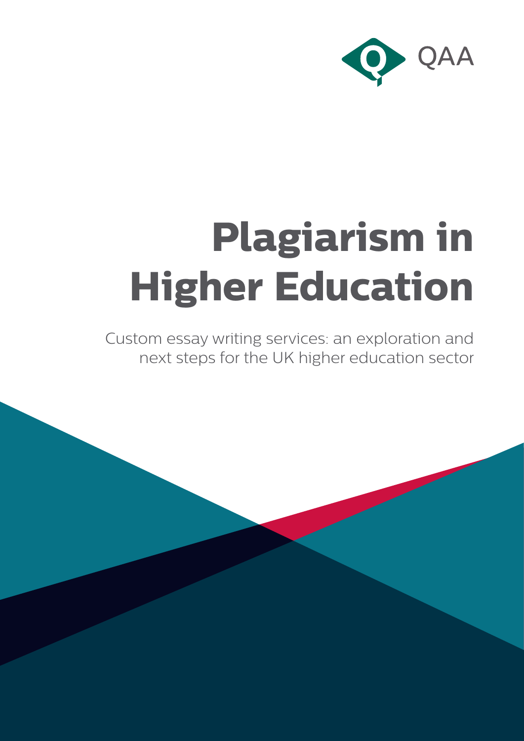QAA

# Plagiarism in Higher Education

Custom essay writing services: an exploration and next steps for the UK higher education sector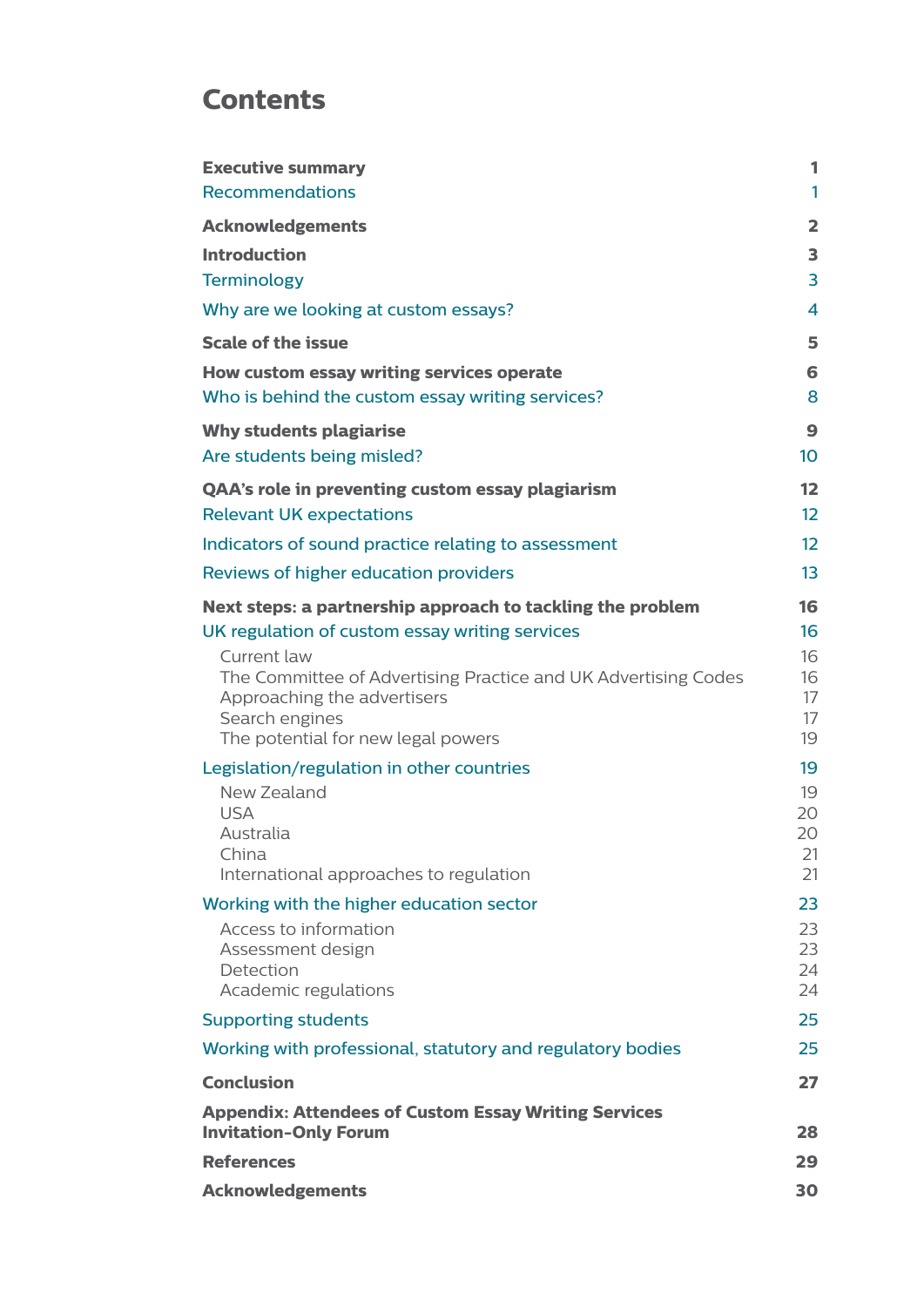# Contents

| | |
|---|---|
| **Executive summary** | **1** |
| Recommendations | 1 |
| **Acknowledgements** | **2** |
| **Introduction** | **3** |
| Terminology | 3 |
| Why are we looking at custom essays? | 4 |
| **Scale of the issue** | **5** |
| **How custom essay writing services operate** | **6** |
| Who is behind the custom essay writing services? | 8 |
| **Why students plagiarise** | **9** |
| Are students being misled? | 10 |
| **QAA's role in preventing custom essay plagiarism** | **12** |
| Relevant UK expectations | 12 |
| Indicators of sound practice relating to assessment | 12 |
| Reviews of higher education providers | 13 |
| **Next steps: a partnership approach to tackling the problem** | **16** |
| UK regulation of custom essay writing services | 16 |
| Current law | 16 |
| The Committee of Advertising Practice and UK Advertising Codes | 16 |
| Approaching the advertisers | 17 |
| Search engines | 17 |
| The potential for new legal powers | 19 |
| Legislation/regulation in other countries | 19 |
| New Zealand | 19 |
| USA | 20 |
| Australia | 20 |
| China | 21 |
| International approaches to regulation | 21 |
| Working with the higher education sector | 23 |
| Access to information | 23 |
| Assessment design | 23 |
| Detection | 24 |
| Academic regulations | 24 |
| Supporting students | 25 |
| Working with professional, statutory and regulatory bodies | 25 |
| **Conclusion** | **27** |
| **Appendix: Attendees of Custom Essay Writing Services Invitation-Only Forum** | **28** |
| **References** | **29** |
| **Acknowledgements** | **30** |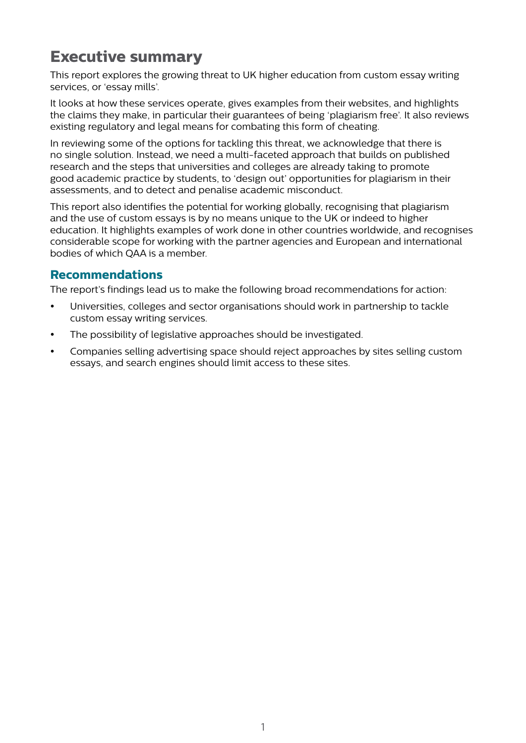# Executive summary

This report explores the growing threat to UK higher education from custom essay writing services, or 'essay mills'.

It looks at how these services operate, gives examples from their websites, and highlights the claims they make, in particular their guarantees of being 'plagiarism free'. It also reviews existing regulatory and legal means for combating this form of cheating.

In reviewing some of the options for tackling this threat, we acknowledge that there is no single solution. Instead, we need a multi-faceted approach that builds on published research and the steps that universities and colleges are already taking to promote good academic practice by students, to 'design out' opportunities for plagiarism in their assessments, and to detect and penalise academic misconduct.

This report also identifies the potential for working globally, recognising that plagiarism and the use of custom essays is by no means unique to the UK or indeed to higher education. It highlights examples of work done in other countries worldwide, and recognises considerable scope for working with the partner agencies and European and international bodies of which QAA is a member.

## Recommendations

The report's findings lead us to make the following broad recommendations for action:

- Universities, colleges and sector organisations should work in partnership to tackle custom essay writing services.
- The possibility of legislative approaches should be investigated.
- Companies selling advertising space should reject approaches by sites selling custom essays, and search engines should limit access to these sites.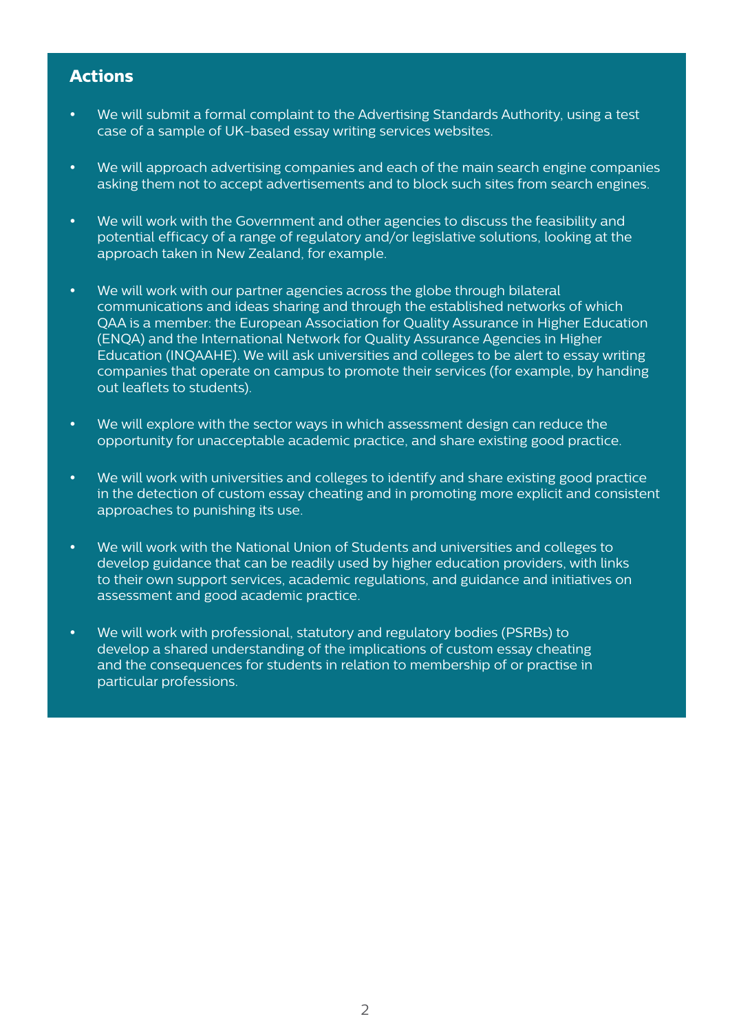## Actions

- We will submit a formal complaint to the Advertising Standards Authority, using a test case of a sample of UK-based essay writing services websites.
- We will approach advertising companies and each of the main search engine companies asking them not to accept advertisements and to block such sites from search engines.
- We will work with the Government and other agencies to discuss the feasibility and potential efficacy of a range of regulatory and/or legislative solutions, looking at the approach taken in New Zealand, for example.
- We will work with our partner agencies across the globe through bilateral communications and ideas sharing and through the established networks of which QAA is a member: the European Association for Quality Assurance in Higher Education (ENQA) and the International Network for Quality Assurance Agencies in Higher Education (INQAAHE). We will ask universities and colleges to be alert to essay writing companies that operate on campus to promote their services (for example, by handing out leaflets to students).
- We will explore with the sector ways in which assessment design can reduce the opportunity for unacceptable academic practice, and share existing good practice.
- We will work with universities and colleges to identify and share existing good practice in the detection of custom essay cheating and in promoting more explicit and consistent approaches to punishing its use.
- We will work with the National Union of Students and universities and colleges to develop guidance that can be readily used by higher education providers, with links to their own support services, academic regulations, and guidance and initiatives on assessment and good academic practice.
- We will work with professional, statutory and regulatory bodies (PSRBs) to develop a shared understanding of the implications of custom essay cheating and the consequences for students in relation to membership of or practise in particular professions.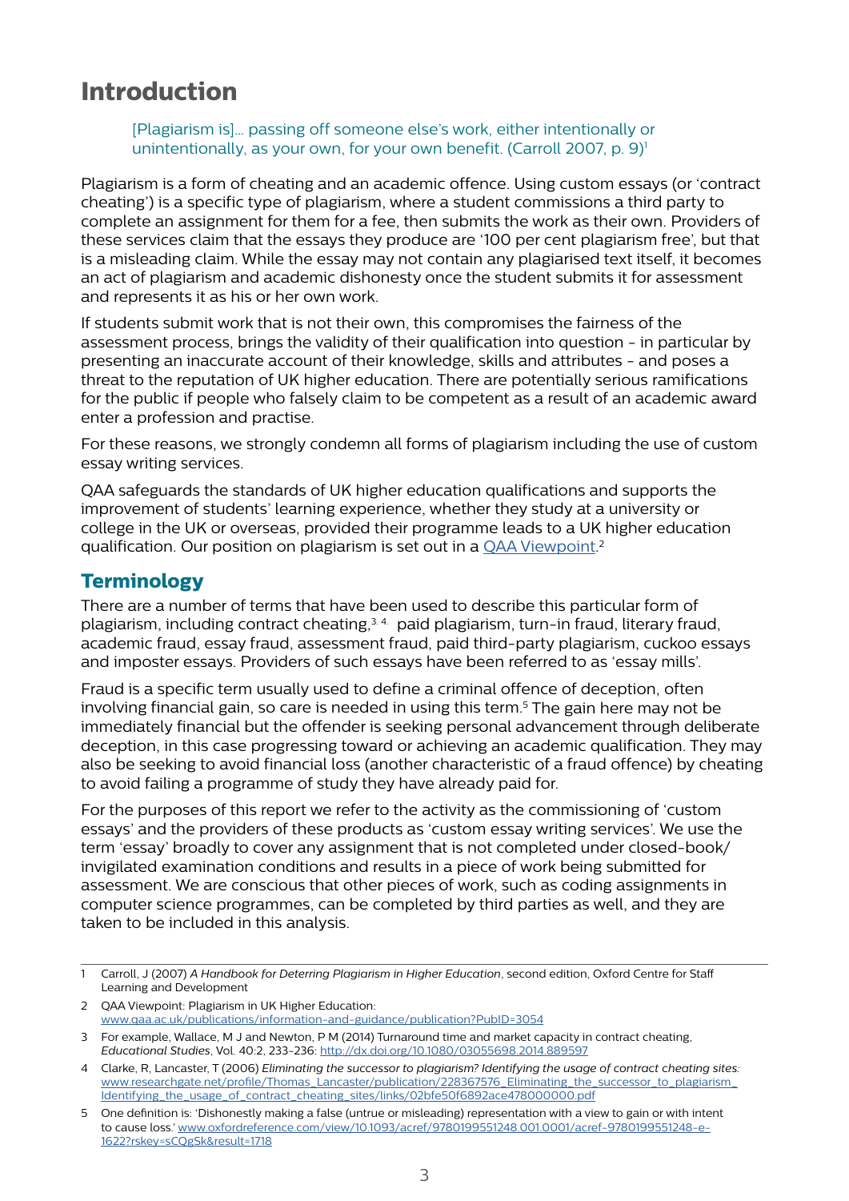# Introduction

> [Plagiarism is]... passing off someone else's work, either intentionally or unintentionally, as your own, for your own benefit. (Carroll 2007, p. 9)[1]

Plagiarism is a form of cheating and an academic offence. Using custom essays (or 'contract cheating') is a specific type of plagiarism, where a student commissions a third party to complete an assignment for them for a fee, then submits the work as their own. Providers of these services claim that the essays they produce are '100 per cent plagiarism free', but that is a misleading claim. While the essay may not contain any plagiarised text itself, it becomes an act of plagiarism and academic dishonesty once the student submits it for assessment and represents it as his or her own work.

If students submit work that is not their own, this compromises the fairness of the assessment process, brings the validity of their qualification into question - in particular by presenting an inaccurate account of their knowledge, skills and attributes - and poses a threat to the reputation of UK higher education. There are potentially serious ramifications for the public if people who falsely claim to be competent as a result of an academic award enter a profession and practise.

For these reasons, we strongly condemn all forms of plagiarism including the use of custom essay writing services.

QAA safeguards the standards of UK higher education qualifications and supports the improvement of students' learning experience, whether they study at a university or college in the UK or overseas, provided their programme leads to a UK higher education qualification. Our position on plagiarism is set out in a [QAA Viewpoint](www.qaa.ac.uk/publications/information-and-guidance/publication?PubID=3054).[2]

## Terminology

There are a number of terms that have been used to describe this particular form of plagiarism, including contract cheating,[3,4] paid plagiarism, turn-in fraud, literary fraud, academic fraud, essay fraud, assessment fraud, paid third-party plagiarism, cuckoo essays and imposter essays. Providers of such essays have been referred to as 'essay mills'.

Fraud is a specific term usually used to define a criminal offence of deception, often involving financial gain, so care is needed in using this term.[5] The gain here may not be immediately financial but the offender is seeking personal advancement through deliberate deception, in this case progressing toward or achieving an academic qualification. They may also be seeking to avoid financial loss (another characteristic of a fraud offence) by cheating to avoid failing a programme of study they have already paid for.

For the purposes of this report we refer to the activity as the commissioning of 'custom essays' and the providers of these products as 'custom essay writing services'. We use the term 'essay' broadly to cover any assignment that is not completed under closed-book/invigilated examination conditions and results in a piece of work being submitted for assessment. We are conscious that other pieces of work, such as coding assignments in computer science programmes, can be completed by third parties as well, and they are taken to be included in this analysis.

---

1 Carroll, J (2007) *A Handbook for Deterring Plagiarism in Higher Education*, second edition, Oxford Centre for Staff Learning and Development

2 QAA Viewpoint: Plagiarism in UK Higher Education: www.qaa.ac.uk/publications/information-and-guidance/publication?PubID=3054

3 For example, Wallace, M J and Newton, P M (2014) Turnaround time and market capacity in contract cheating, *Educational Studies*, Vol. 40:2, 233-236: http://dx.doi.org/10.1080/03055698.2014.889597

4 Clarke, R, Lancaster, T (2006) *Eliminating the successor to plagiarism? Identifying the usage of contract cheating sites:* www.researchgate.net/profile/Thomas_Lancaster/publication/228367576_Eliminating_the_successor_to_plagiarism_Identifying_the_usage_of_contract_cheating_sites/links/02bfe50f6892ace478000000.pdf

5 One definition is: 'Dishonestly making a false (untrue or misleading) representation with a view to gain or with intent to cause loss.' www.oxfordreference.com/view/10.1093/acref/9780199551248.001.0001/acref-9780199551248-e-1622?rskey=sCQgSk&result=1718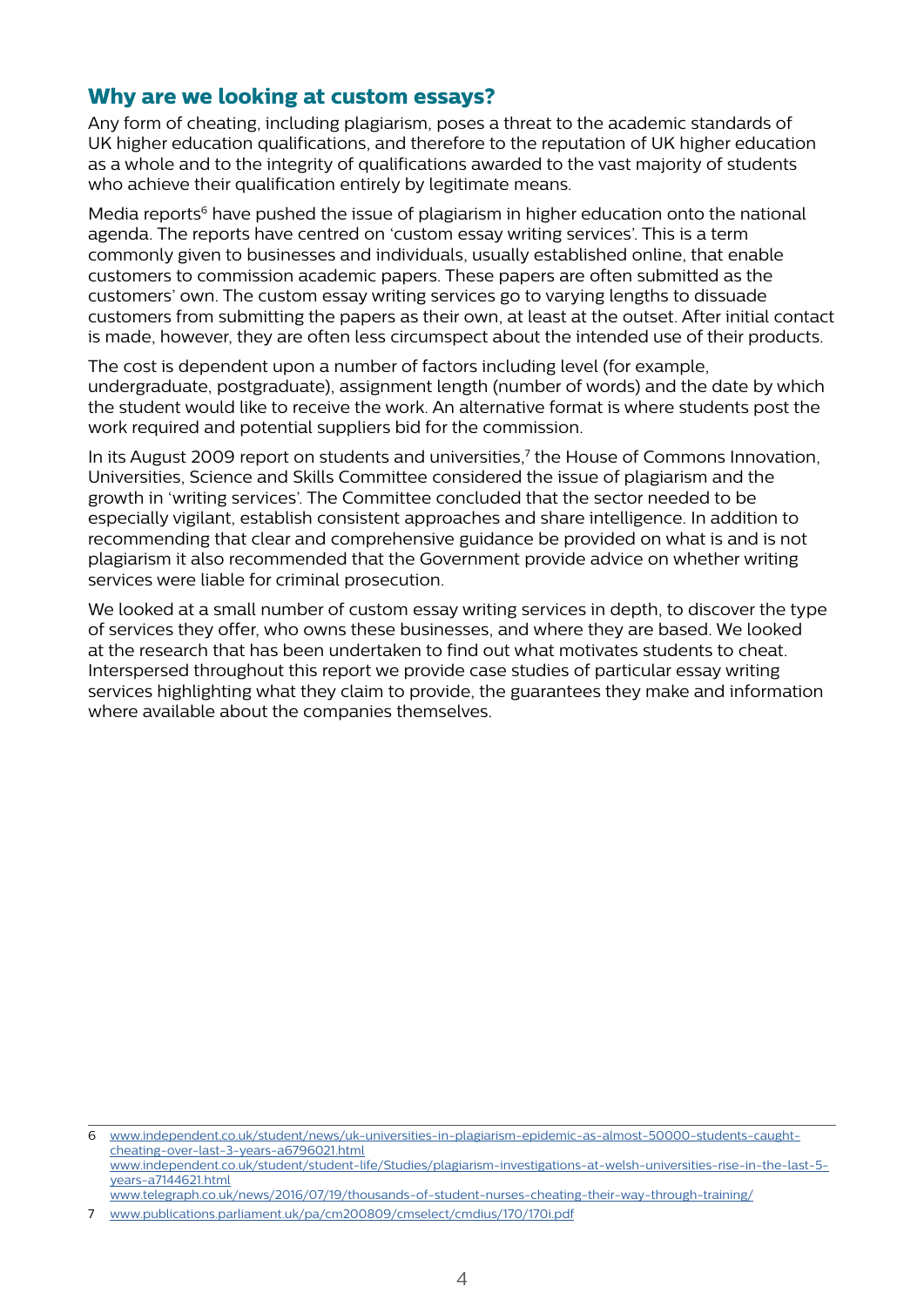## Why are we looking at custom essays?

Any form of cheating, including plagiarism, poses a threat to the academic standards of UK higher education qualifications, and therefore to the reputation of UK higher education as a whole and to the integrity of qualifications awarded to the vast majority of students who achieve their qualification entirely by legitimate means.

Media reports[6] have pushed the issue of plagiarism in higher education onto the national agenda. The reports have centred on 'custom essay writing services'. This is a term commonly given to businesses and individuals, usually established online, that enable customers to commission academic papers. These papers are often submitted as the customers' own. The custom essay writing services go to varying lengths to dissuade customers from submitting the papers as their own, at least at the outset. After initial contact is made, however, they are often less circumspect about the intended use of their products.

The cost is dependent upon a number of factors including level (for example, undergraduate, postgraduate), assignment length (number of words) and the date by which the student would like to receive the work. An alternative format is where students post the work required and potential suppliers bid for the commission.

In its August 2009 report on students and universities,[7] the House of Commons Innovation, Universities, Science and Skills Committee considered the issue of plagiarism and the growth in 'writing services'. The Committee concluded that the sector needed to be especially vigilant, establish consistent approaches and share intelligence. In addition to recommending that clear and comprehensive guidance be provided on what is and is not plagiarism it also recommended that the Government provide advice on whether writing services were liable for criminal prosecution.

We looked at a small number of custom essay writing services in depth, to discover the type of services they offer, who owns these businesses, and where they are based. We looked at the research that has been undertaken to find out what motivates students to cheat. Interspersed throughout this report we provide case studies of particular essay writing services highlighting what they claim to provide, the guarantees they make and information where available about the companies themselves.

---

6 www.independent.co.uk/student/news/uk-universities-in-plagiarism-epidemic-as-almost-50000-students-caught-cheating-over-last-3-years-a6796021.html
www.independent.co.uk/student/student-life/Studies/plagiarism-investigations-at-welsh-universities-rise-in-the-last-5-years-a7144621.html
www.telegraph.co.uk/news/2016/07/19/thousands-of-student-nurses-cheating-their-way-through-training/

7 www.publications.parliament.uk/pa/cm200809/cmselect/cmdius/170/170i.pdf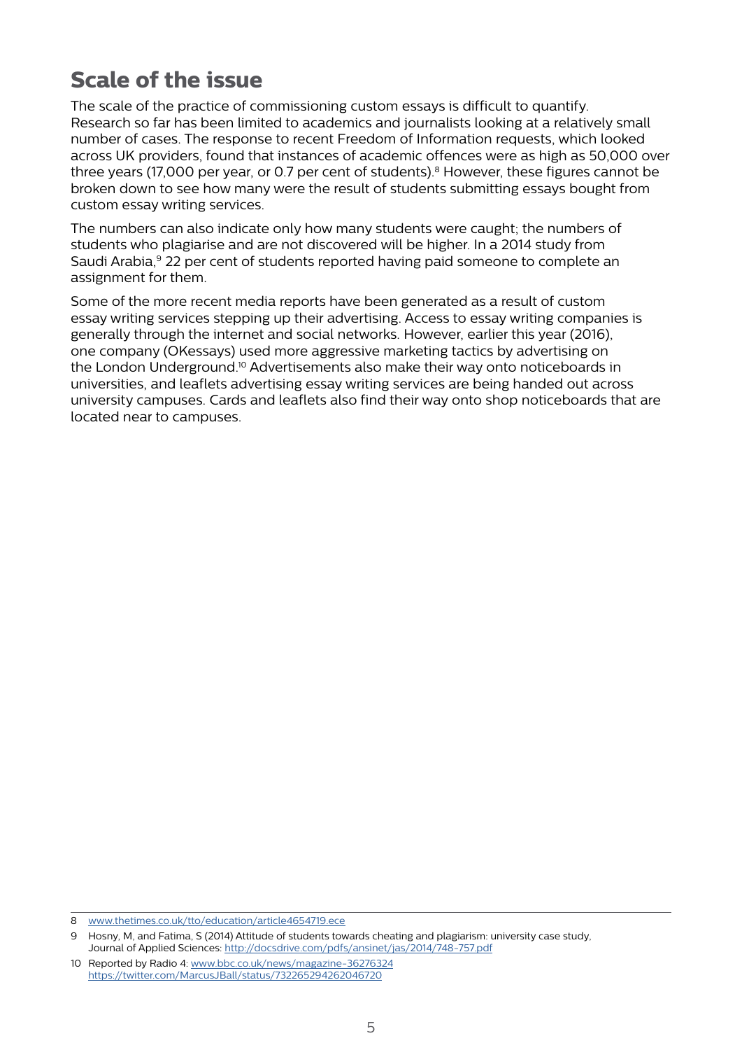## Scale of the issue

The scale of the practice of commissioning custom essays is difficult to quantify. Research so far has been limited to academics and journalists looking at a relatively small number of cases. The response to recent Freedom of Information requests, which looked across UK providers, found that instances of academic offences were as high as 50,000 over three years (17,000 per year, or 0.7 per cent of students).[8] However, these figures cannot be broken down to see how many were the result of students submitting essays bought from custom essay writing services.

The numbers can also indicate only how many students were caught; the numbers of students who plagiarise and are not discovered will be higher. In a 2014 study from Saudi Arabia,[9] 22 per cent of students reported having paid someone to complete an assignment for them.

Some of the more recent media reports have been generated as a result of custom essay writing services stepping up their advertising. Access to essay writing companies is generally through the internet and social networks. However, earlier this year (2016), one company (OKessays) used more aggressive marketing tactics by advertising on the London Underground.[10] Advertisements also make their way onto noticeboards in universities, and leaflets advertising essay writing services are being handed out across university campuses. Cards and leaflets also find their way onto shop noticeboards that are located near to campuses.

---

8 www.thetimes.co.uk/tto/education/article4654719.ece

9 Hosny, M, and Fatima, S (2014) Attitude of students towards cheating and plagiarism: university case study, Journal of Applied Sciences: http://docsdrive.com/pdfs/ansinet/jas/2014/748-757.pdf

10 Reported by Radio 4: www.bbc.co.uk/news/magazine-36276324 https://twitter.com/MarcusJBall/status/732265294262046720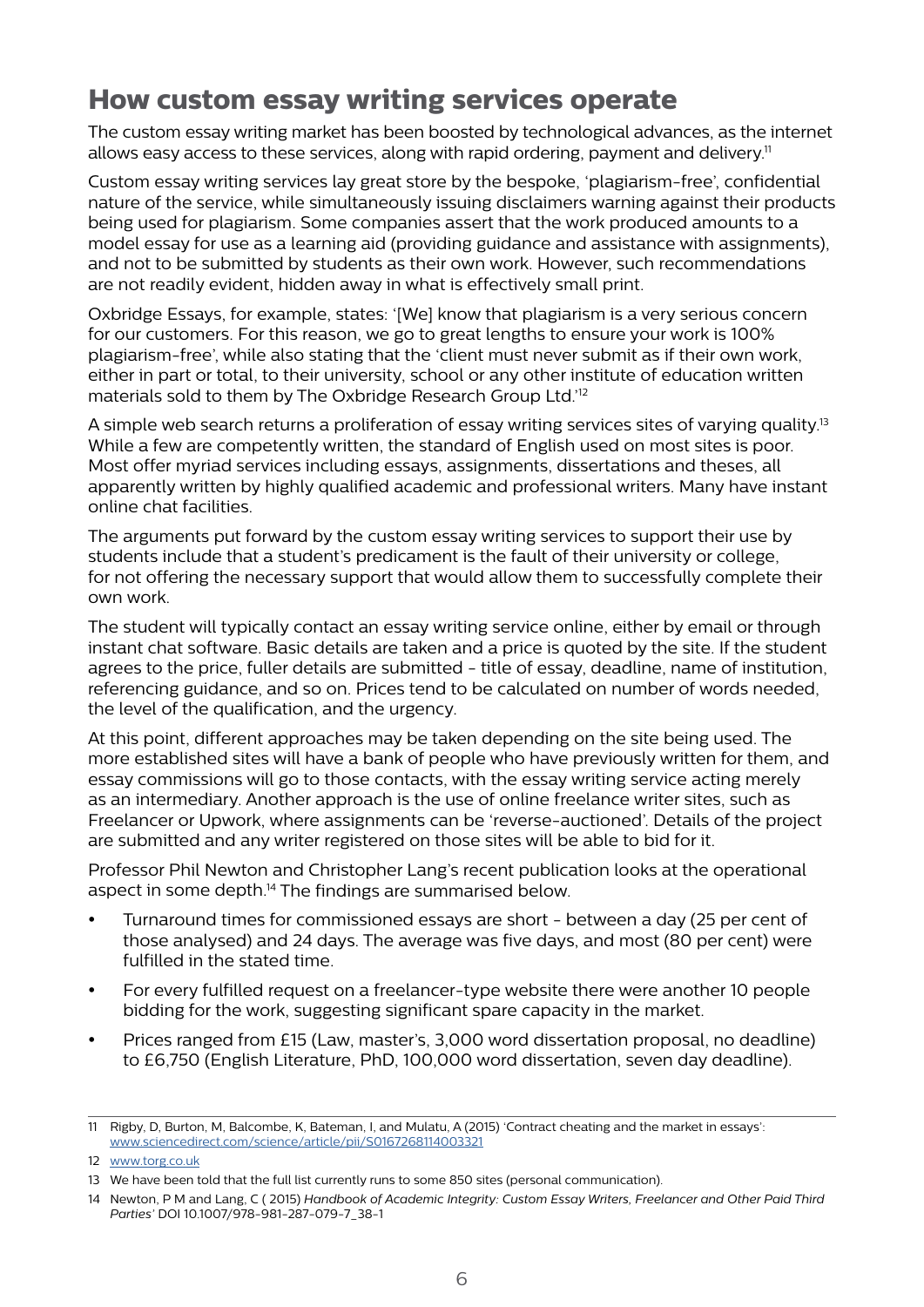## How custom essay writing services operate

The custom essay writing market has been boosted by technological advances, as the internet allows easy access to these services, along with rapid ordering, payment and delivery.[11]

Custom essay writing services lay great store by the bespoke, 'plagiarism-free', confidential nature of the service, while simultaneously issuing disclaimers warning against their products being used for plagiarism. Some companies assert that the work produced amounts to a model essay for use as a learning aid (providing guidance and assistance with assignments), and not to be submitted by students as their own work. However, such recommendations are not readily evident, hidden away in what is effectively small print.

Oxbridge Essays, for example, states: '[We] know that plagiarism is a very serious concern for our customers. For this reason, we go to great lengths to ensure your work is 100% plagiarism-free', while also stating that the 'client must never submit as if their own work, either in part or total, to their university, school or any other institute of education written materials sold to them by The Oxbridge Research Group Ltd.'[12]

A simple web search returns a proliferation of essay writing services sites of varying quality.[13] While a few are competently written, the standard of English used on most sites is poor. Most offer myriad services including essays, assignments, dissertations and theses, all apparently written by highly qualified academic and professional writers. Many have instant online chat facilities.

The arguments put forward by the custom essay writing services to support their use by students include that a student's predicament is the fault of their university or college, for not offering the necessary support that would allow them to successfully complete their own work.

The student will typically contact an essay writing service online, either by email or through instant chat software. Basic details are taken and a price is quoted by the site. If the student agrees to the price, fuller details are submitted - title of essay, deadline, name of institution, referencing guidance, and so on. Prices tend to be calculated on number of words needed, the level of the qualification, and the urgency.

At this point, different approaches may be taken depending on the site being used. The more established sites will have a bank of people who have previously written for them, and essay commissions will go to those contacts, with the essay writing service acting merely as an intermediary. Another approach is the use of online freelance writer sites, such as Freelancer or Upwork, where assignments can be 'reverse-auctioned'. Details of the project are submitted and any writer registered on those sites will be able to bid for it.

Professor Phil Newton and Christopher Lang's recent publication looks at the operational aspect in some depth.[14] The findings are summarised below.

- Turnaround times for commissioned essays are short - between a day (25 per cent of those analysed) and 24 days. The average was five days, and most (80 per cent) were fulfilled in the stated time.
- For every fulfilled request on a freelancer-type website there were another 10 people bidding for the work, suggesting significant spare capacity in the market.
- Prices ranged from £15 (Law, master's, 3,000 word dissertation proposal, no deadline) to £6,750 (English Literature, PhD, 100,000 word dissertation, seven day deadline).

---

11 Rigby, D, Burton, M, Balcombe, K, Bateman, I, and Mulatu, A (2015) 'Contract cheating and the market in essays': www.sciencedirect.com/science/article/pii/S0167268114003321

12 www.torg.co.uk

13 We have been told that the full list currently runs to some 850 sites (personal communication).

14 Newton, P M and Lang, C ( 2015) *Handbook of Academic Integrity: Custom Essay Writers, Freelancer and Other Paid Third Parties'* DOI 10.1007/978-981-287-079-7_38-1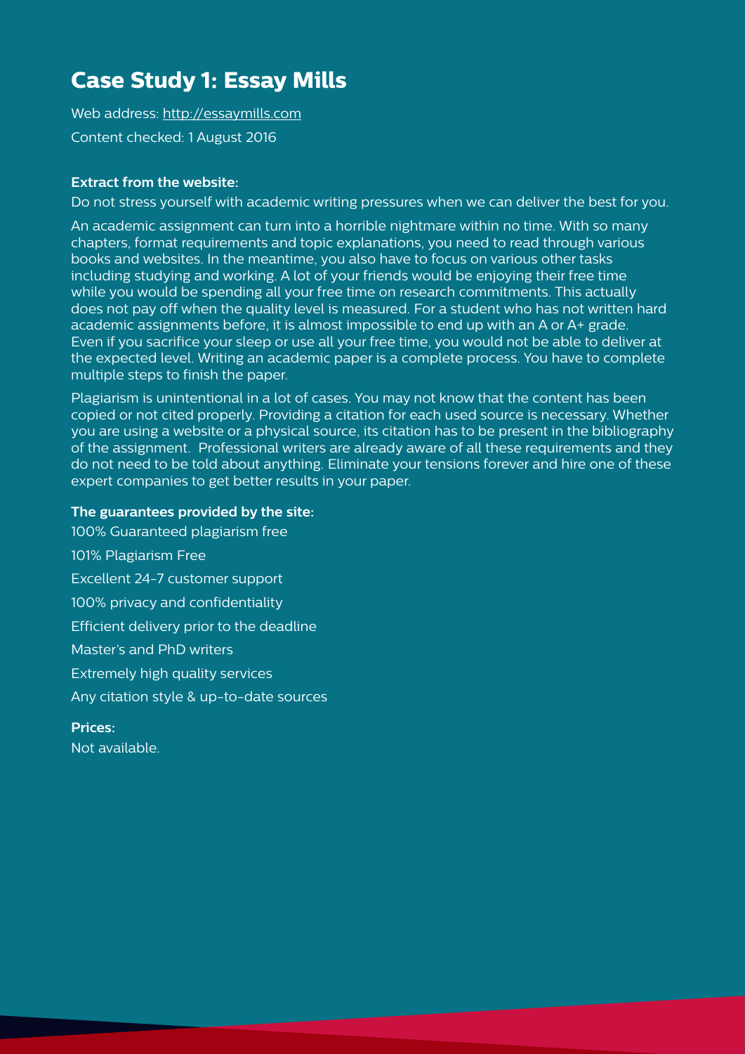# Case Study 1: Essay Mills

Web address: http://essaymills.com

Content checked: 1 August 2016

**Extract from the website:**

Do not stress yourself with academic writing pressures when we can deliver the best for you.

An academic assignment can turn into a horrible nightmare within no time. With so many chapters, format requirements and topic explanations, you need to read through various books and websites. In the meantime, you also have to focus on various other tasks including studying and working. A lot of your friends would be enjoying their free time while you would be spending all your free time on research commitments. This actually does not pay off when the quality level is measured. For a student who has not written hard academic assignments before, it is almost impossible to end up with an A or A+ grade. Even if you sacrifice your sleep or use all your free time, you would not be able to deliver at the expected level. Writing an academic paper is a complete process. You have to complete multiple steps to finish the paper.

Plagiarism is unintentional in a lot of cases. You may not know that the content has been copied or not cited properly. Providing a citation for each used source is necessary. Whether you are using a website or a physical source, its citation has to be present in the bibliography of the assignment. Professional writers are already aware of all these requirements and they do not need to be told about anything. Eliminate your tensions forever and hire one of these expert companies to get better results in your paper.

**The guarantees provided by the site:**

100% Guaranteed plagiarism free

101% Plagiarism Free

Excellent 24-7 customer support

100% privacy and confidentiality

Efficient delivery prior to the deadline

Master's and PhD writers

Extremely high quality services

Any citation style & up-to-date sources

**Prices:**

Not available.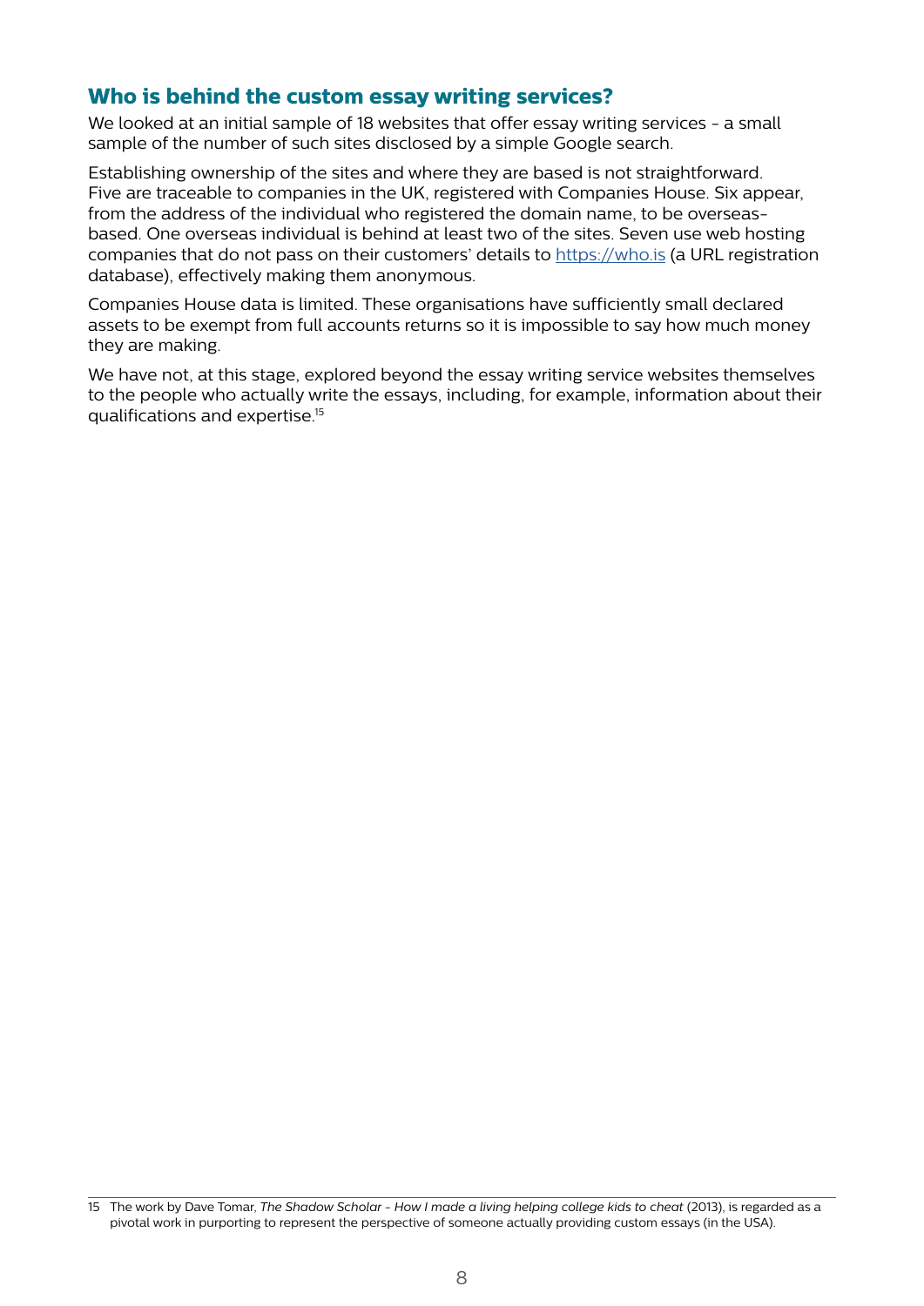## Who is behind the custom essay writing services?

We looked at an initial sample of 18 websites that offer essay writing services - a small sample of the number of such sites disclosed by a simple Google search.

Establishing ownership of the sites and where they are based is not straightforward. Five are traceable to companies in the UK, registered with Companies House. Six appear, from the address of the individual who registered the domain name, to be overseas-based. One overseas individual is behind at least two of the sites. Seven use web hosting companies that do not pass on their customers' details to [https://who.is](https://who.is) (a URL registration database), effectively making them anonymous.

Companies House data is limited. These organisations have sufficiently small declared assets to be exempt from full accounts returns so it is impossible to say how much money they are making.

We have not, at this stage, explored beyond the essay writing service websites themselves to the people who actually write the essays, including, for example, information about their qualifications and expertise.[15]

---

15 The work by Dave Tomar, *The Shadow Scholar - How I made a living helping college kids to cheat* (2013), is regarded as a pivotal work in purporting to represent the perspective of someone actually providing custom essays (in the USA).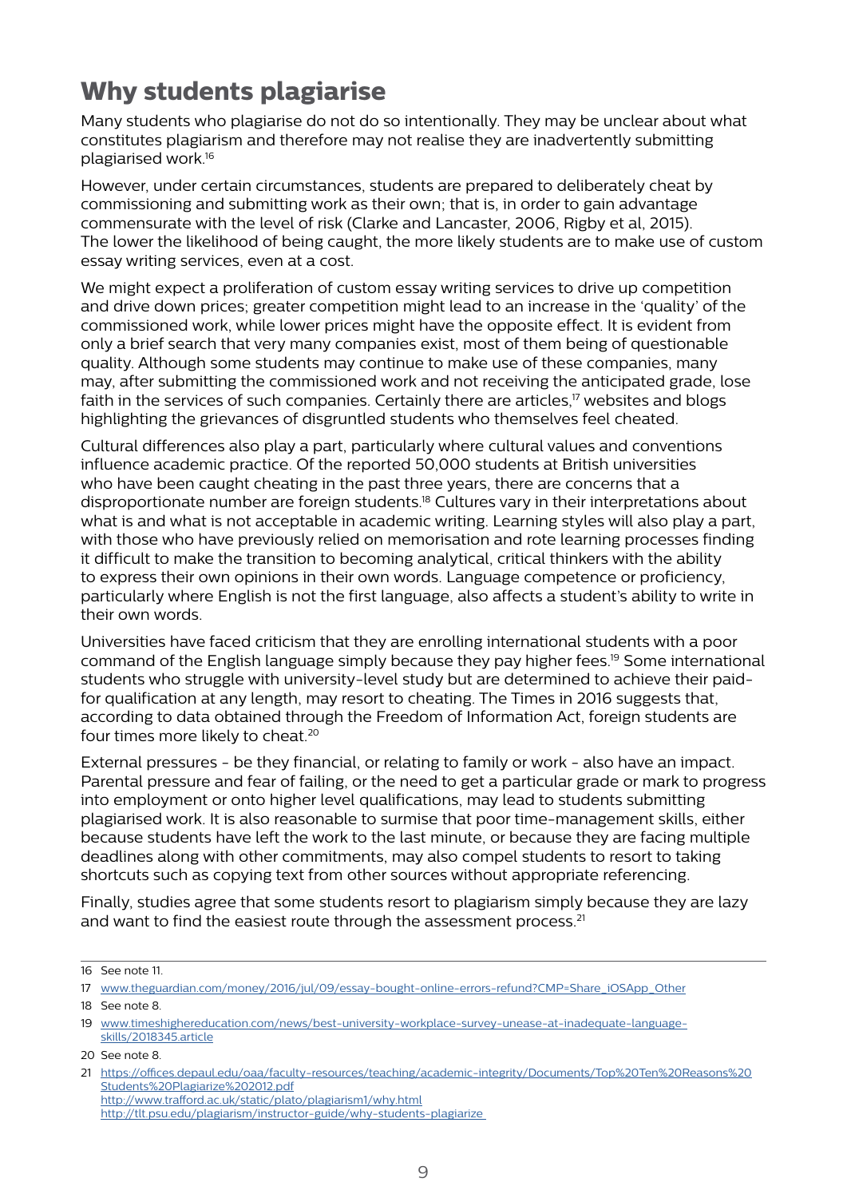## Why students plagiarise

Many students who plagiarise do not do so intentionally. They may be unclear about what constitutes plagiarism and therefore may not realise they are inadvertently submitting plagiarised work.[16]

However, under certain circumstances, students are prepared to deliberately cheat by commissioning and submitting work as their own; that is, in order to gain advantage commensurate with the level of risk (Clarke and Lancaster, 2006, Rigby et al, 2015). The lower the likelihood of being caught, the more likely students are to make use of custom essay writing services, even at a cost.

We might expect a proliferation of custom essay writing services to drive up competition and drive down prices; greater competition might lead to an increase in the 'quality' of the commissioned work, while lower prices might have the opposite effect. It is evident from only a brief search that very many companies exist, most of them being of questionable quality. Although some students may continue to make use of these companies, many may, after submitting the commissioned work and not receiving the anticipated grade, lose faith in the services of such companies. Certainly there are articles,[17] websites and blogs highlighting the grievances of disgruntled students who themselves feel cheated.

Cultural differences also play a part, particularly where cultural values and conventions influence academic practice. Of the reported 50,000 students at British universities who have been caught cheating in the past three years, there are concerns that a disproportionate number are foreign students.[18] Cultures vary in their interpretations about what is and what is not acceptable in academic writing. Learning styles will also play a part, with those who have previously relied on memorisation and rote learning processes finding it difficult to make the transition to becoming analytical, critical thinkers with the ability to express their own opinions in their own words. Language competence or proficiency, particularly where English is not the first language, also affects a student's ability to write in their own words.

Universities have faced criticism that they are enrolling international students with a poor command of the English language simply because they pay higher fees.[19] Some international students who struggle with university-level study but are determined to achieve their paid-for qualification at any length, may resort to cheating. The Times in 2016 suggests that, according to data obtained through the Freedom of Information Act, foreign students are four times more likely to cheat.[20]

External pressures - be they financial, or relating to family or work - also have an impact. Parental pressure and fear of failing, or the need to get a particular grade or mark to progress into employment or onto higher level qualifications, may lead to students submitting plagiarised work. It is also reasonable to surmise that poor time-management skills, either because students have left the work to the last minute, or because they are facing multiple deadlines along with other commitments, may also compel students to resort to taking shortcuts such as copying text from other sources without appropriate referencing.

Finally, studies agree that some students resort to plagiarism simply because they are lazy and want to find the easiest route through the assessment process.[21]

---

16 See note 11.

17 www.theguardian.com/money/2016/jul/09/essay-bought-online-errors-refund?CMP=Share_iOSApp_Other

18 See note 8.

19 www.timeshighereducation.com/news/best-university-workplace-survey-unease-at-inadequate-language-skills/2018345.article

20 See note 8.

21 https://offices.depaul.edu/oaa/faculty-resources/teaching/academic-integrity/Documents/Top%20Ten%20Reasons%20Students%20Plagiarize%202012.pdf
http://www.trafford.ac.uk/static/plato/plagiarism1/why.html
http://tlt.psu.edu/plagiarism/instructor-guide/why-students-plagiarize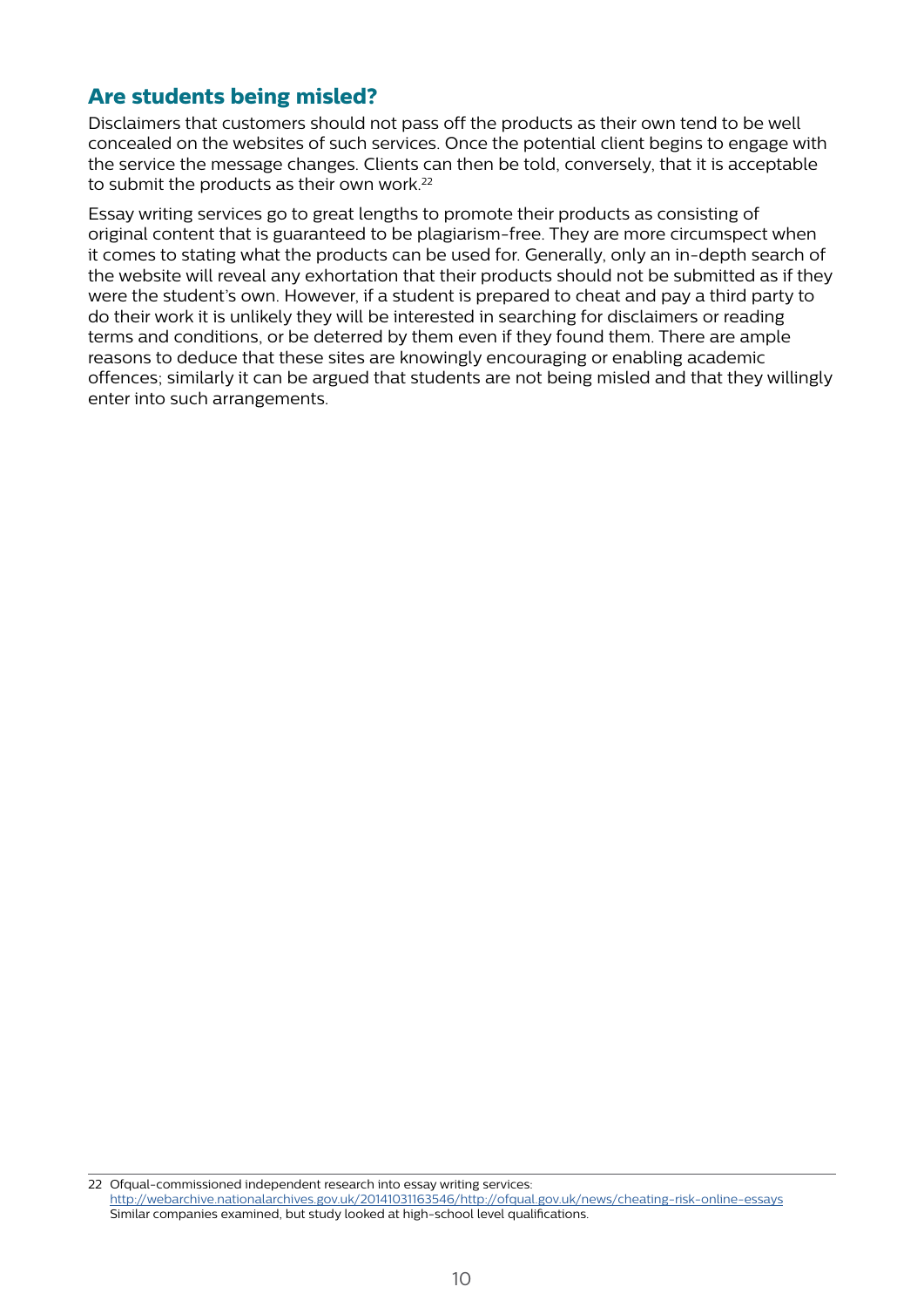## Are students being misled?

Disclaimers that customers should not pass off the products as their own tend to be well concealed on the websites of such services. Once the potential client begins to engage with the service the message changes. Clients can then be told, conversely, that it is acceptable to submit the products as their own work.[22]

Essay writing services go to great lengths to promote their products as consisting of original content that is guaranteed to be plagiarism-free. They are more circumspect when it comes to stating what the products can be used for. Generally, only an in-depth search of the website will reveal any exhortation that their products should not be submitted as if they were the student's own. However, if a student is prepared to cheat and pay a third party to do their work it is unlikely they will be interested in searching for disclaimers or reading terms and conditions, or be deterred by them even if they found them. There are ample reasons to deduce that these sites are knowingly encouraging or enabling academic offences; similarly it can be argued that students are not being misled and that they willingly enter into such arrangements.

---

22 Ofqual-commissioned independent research into essay writing services: http://webarchive.nationalarchives.gov.uk/20141031163546/http://ofqual.gov.uk/news/cheating-risk-online-essays Similar companies examined, but study looked at high-school level qualifications.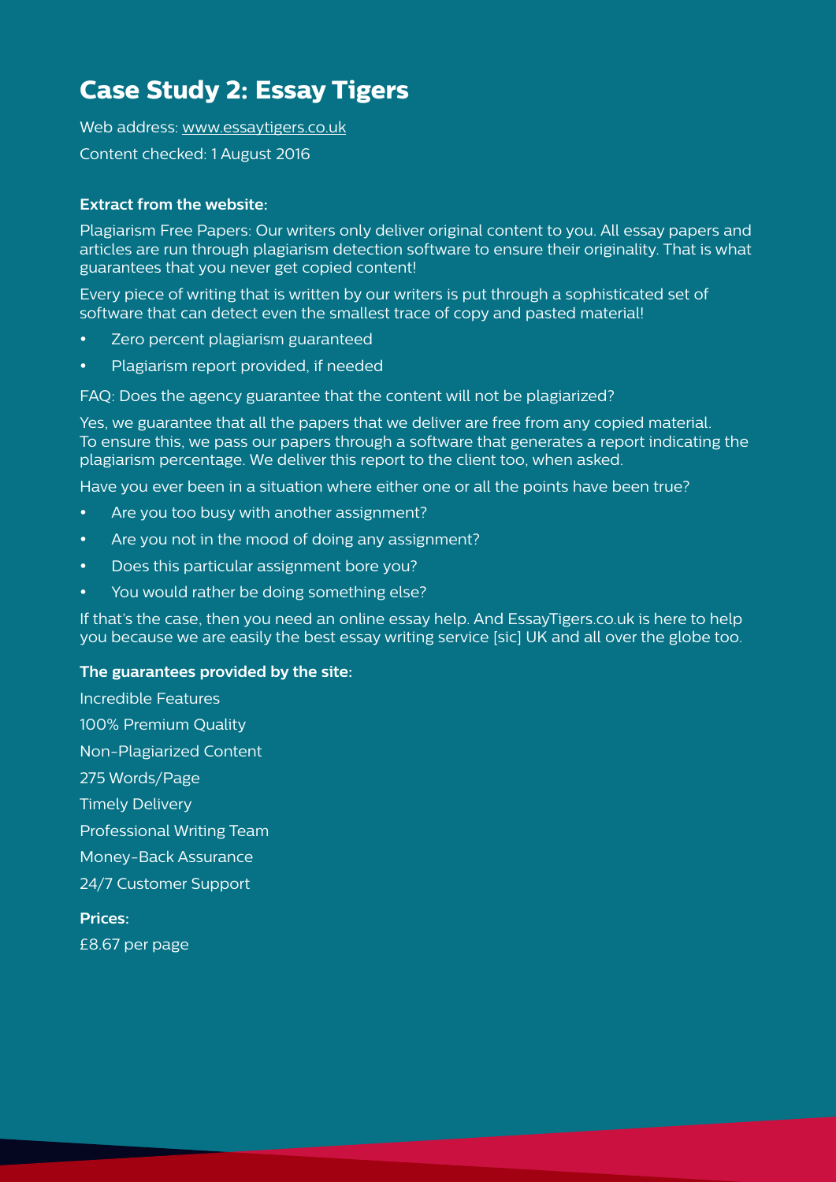# Case Study 2: Essay Tigers

Web address: www.essaytigers.co.uk

Content checked: 1 August 2016

**Extract from the website:**

Plagiarism Free Papers: Our writers only deliver original content to you. All essay papers and articles are run through plagiarism detection software to ensure their originality. That is what guarantees that you never get copied content!

Every piece of writing that is written by our writers is put through a sophisticated set of software that can detect even the smallest trace of copy and pasted material!

- Zero percent plagiarism guaranteed
- Plagiarism report provided, if needed

FAQ: Does the agency guarantee that the content will not be plagiarized?

Yes, we guarantee that all the papers that we deliver are free from any copied material. To ensure this, we pass our papers through a software that generates a report indicating the plagiarism percentage. We deliver this report to the client too, when asked.

Have you ever been in a situation where either one or all the points have been true?

- Are you too busy with another assignment?
- Are you not in the mood of doing any assignment?
- Does this particular assignment bore you?
- You would rather be doing something else?

If that's the case, then you need an online essay help. And EssayTigers.co.uk is here to help you because we are easily the best essay writing service [sic] UK and all over the globe too.

**The guarantees provided by the site:**

Incredible Features

100% Premium Quality

Non-Plagiarized Content

275 Words/Page

Timely Delivery

Professional Writing Team

Money-Back Assurance

24/7 Customer Support

**Prices:**

£8.67 per page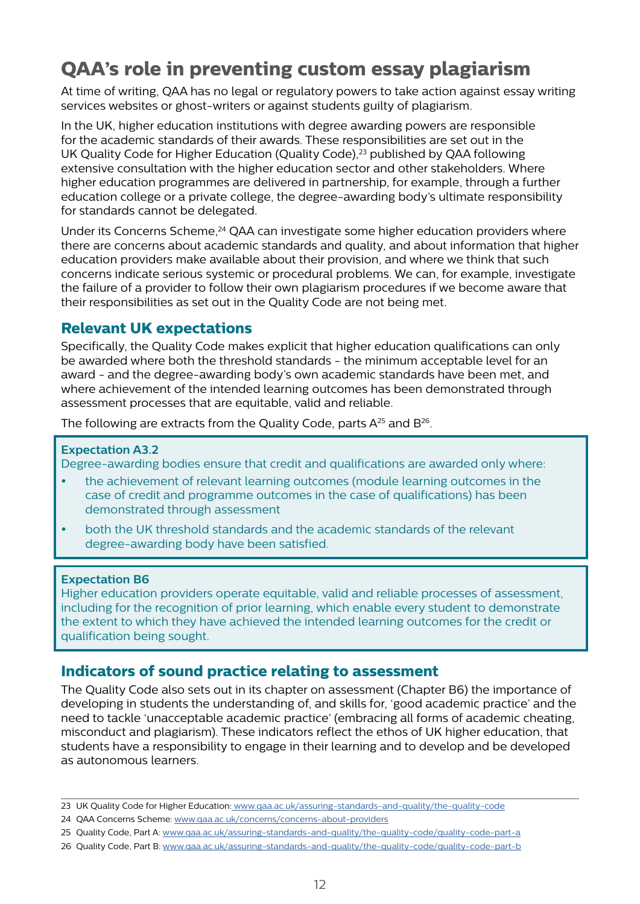## QAA's role in preventing custom essay plagiarism

At time of writing, QAA has no legal or regulatory powers to take action against essay writing services websites or ghost-writers or against students guilty of plagiarism.

In the UK, higher education institutions with degree awarding powers are responsible for the academic standards of their awards. These responsibilities are set out in the UK Quality Code for Higher Education (Quality Code),[23] published by QAA following extensive consultation with the higher education sector and other stakeholders. Where higher education programmes are delivered in partnership, for example, through a further education college or a private college, the degree-awarding body's ultimate responsibility for standards cannot be delegated.

Under its Concerns Scheme,[24] QAA can investigate some higher education providers where there are concerns about academic standards and quality, and about information that higher education providers make available about their provision, and where we think that such concerns indicate serious systemic or procedural problems. We can, for example, investigate the failure of a provider to follow their own plagiarism procedures if we become aware that their responsibilities as set out in the Quality Code are not being met.

### Relevant UK expectations

Specifically, the Quality Code makes explicit that higher education qualifications can only be awarded where both the threshold standards - the minimum acceptable level for an award - and the degree-awarding body's own academic standards have been met, and where achievement of the intended learning outcomes has been demonstrated through assessment processes that are equitable, valid and reliable.

The following are extracts from the Quality Code, parts A[25] and B[26].

**Expectation A3.2**
Degree-awarding bodies ensure that credit and qualifications are awarded only where:

- the achievement of relevant learning outcomes (module learning outcomes in the case of credit and programme outcomes in the case of qualifications) has been demonstrated through assessment
- both the UK threshold standards and the academic standards of the relevant degree-awarding body have been satisfied.

**Expectation B6**
Higher education providers operate equitable, valid and reliable processes of assessment, including for the recognition of prior learning, which enable every student to demonstrate the extent to which they have achieved the intended learning outcomes for the credit or qualification being sought.

### Indicators of sound practice relating to assessment

The Quality Code also sets out in its chapter on assessment (Chapter B6) the importance of developing in students the understanding of, and skills for, 'good academic practice' and the need to tackle 'unacceptable academic practice' (embracing all forms of academic cheating, misconduct and plagiarism). These indicators reflect the ethos of UK higher education, that students have a responsibility to engage in their learning and to develop and be developed as autonomous learners.

---

23 UK Quality Code for Higher Education: www.qaa.ac.uk/assuring-standards-and-quality/the-quality-code

24 QAA Concerns Scheme: www.qaa.ac.uk/concerns/concerns-about-providers

25 Quality Code, Part A: www.qaa.ac.uk/assuring-standards-and-quality/the-quality-code/quality-code-part-a

26 Quality Code, Part B: www.qaa.ac.uk/assuring-standards-and-quality/the-quality-code/quality-code-part-b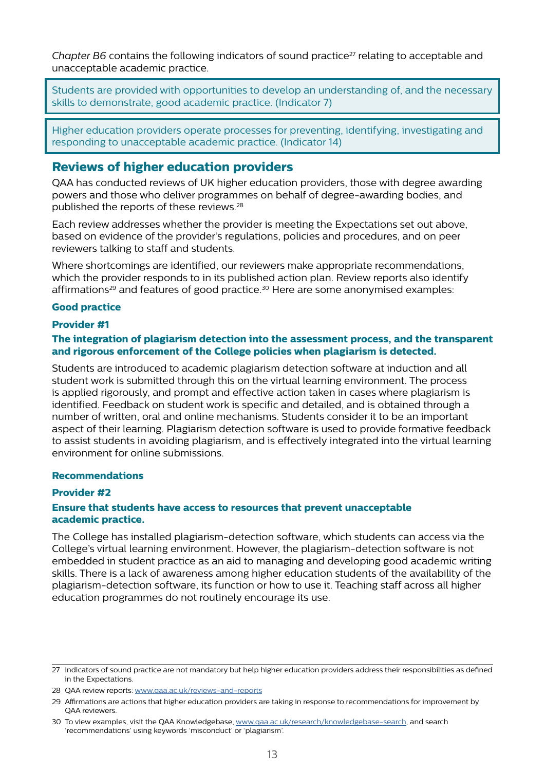*Chapter B6* contains the following indicators of sound practice[27] relating to acceptable and unacceptable academic practice.

> Students are provided with opportunities to develop an understanding of, and the necessary skills to demonstrate, good academic practice. (Indicator 7)

> Higher education providers operate processes for preventing, identifying, investigating and responding to unacceptable academic practice. (Indicator 14)

## Reviews of higher education providers

QAA has conducted reviews of UK higher education providers, those with degree awarding powers and those who deliver programmes on behalf of degree-awarding bodies, and published the reports of these reviews.[28]

Each review addresses whether the provider is meeting the Expectations set out above, based on evidence of the provider's regulations, policies and procedures, and on peer reviewers talking to staff and students.

Where shortcomings are identified, our reviewers make appropriate recommendations, which the provider responds to in its published action plan. Review reports also identify affirmations[29] and features of good practice.[30] Here are some anonymised examples:

### Good practice

#### Provider #1

**The integration of plagiarism detection into the assessment process, and the transparent and rigorous enforcement of the College policies when plagiarism is detected.**

Students are introduced to academic plagiarism detection software at induction and all student work is submitted through this on the virtual learning environment. The process is applied rigorously, and prompt and effective action taken in cases where plagiarism is identified. Feedback on student work is specific and detailed, and is obtained through a number of written, oral and online mechanisms. Students consider it to be an important aspect of their learning. Plagiarism detection software is used to provide formative feedback to assist students in avoiding plagiarism, and is effectively integrated into the virtual learning environment for online submissions.

### Recommendations

#### Provider #2

**Ensure that students have access to resources that prevent unacceptable academic practice.**

The College has installed plagiarism-detection software, which students can access via the College's virtual learning environment. However, the plagiarism-detection software is not embedded in student practice as an aid to managing and developing good academic writing skills. There is a lack of awareness among higher education students of the availability of the plagiarism-detection software, its function or how to use it. Teaching staff across all higher education programmes do not routinely encourage its use.

---

27 Indicators of sound practice are not mandatory but help higher education providers address their responsibilities as defined in the Expectations.

28 QAA review reports: www.qaa.ac.uk/reviews-and-reports

29 Affirmations are actions that higher education providers are taking in response to recommendations for improvement by QAA reviewers.

30 To view examples, visit the QAA Knowledgebase, www.qaa.ac.uk/research/knowledgebase-search, and search 'recommendations' using keywords 'misconduct' or 'plagiarism'.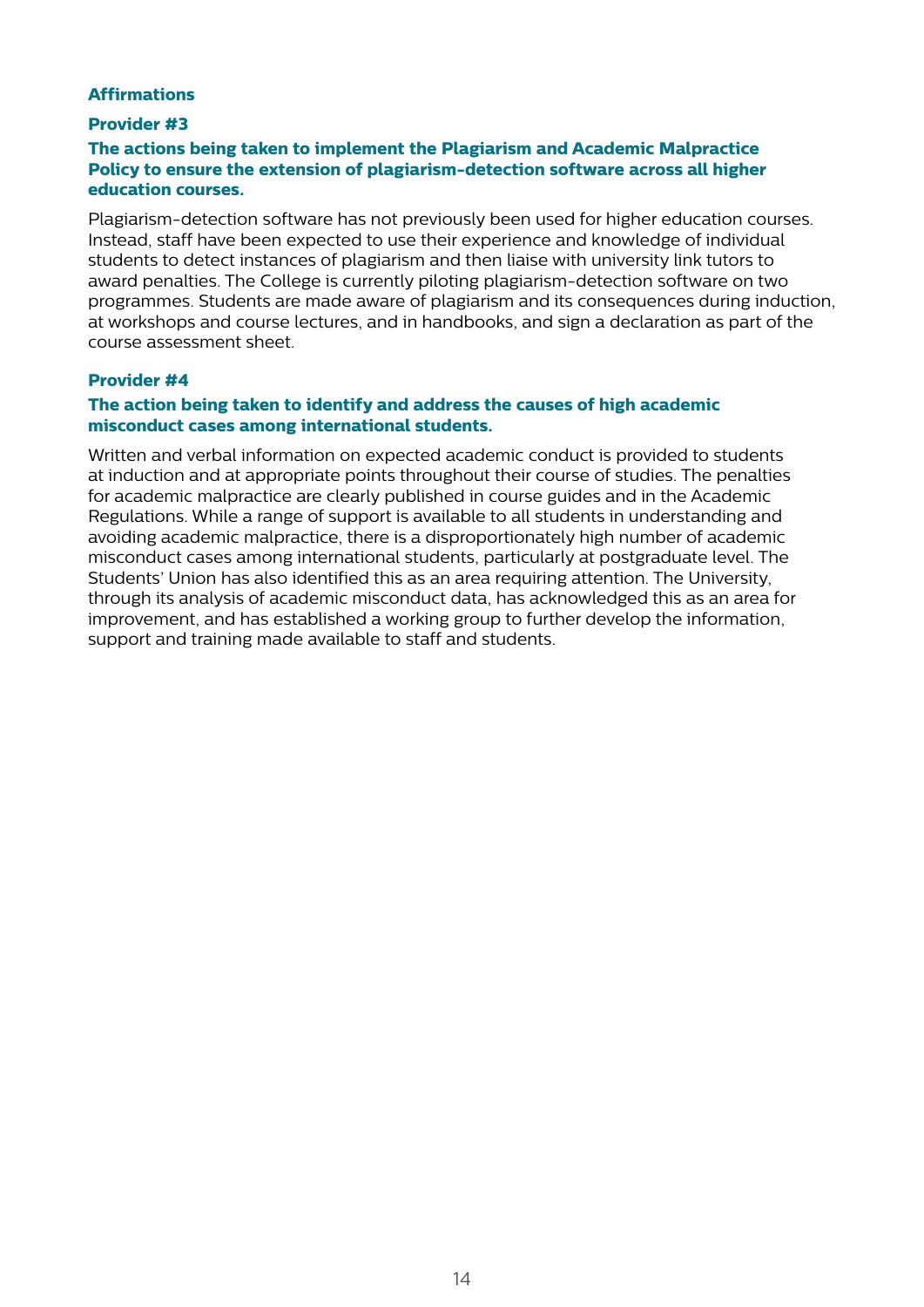## Affirmations

### Provider #3

**The actions being taken to implement the Plagiarism and Academic Malpractice Policy to ensure the extension of plagiarism-detection software across all higher education courses.**

Plagiarism-detection software has not previously been used for higher education courses. Instead, staff have been expected to use their experience and knowledge of individual students to detect instances of plagiarism and then liaise with university link tutors to award penalties. The College is currently piloting plagiarism-detection software on two programmes. Students are made aware of plagiarism and its consequences during induction, at workshops and course lectures, and in handbooks, and sign a declaration as part of the course assessment sheet.

### Provider #4

**The action being taken to identify and address the causes of high academic misconduct cases among international students.**

Written and verbal information on expected academic conduct is provided to students at induction and at appropriate points throughout their course of studies. The penalties for academic malpractice are clearly published in course guides and in the Academic Regulations. While a range of support is available to all students in understanding and avoiding academic malpractice, there is a disproportionately high number of academic misconduct cases among international students, particularly at postgraduate level. The Students' Union has also identified this as an area requiring attention. The University, through its analysis of academic misconduct data, has acknowledged this as an area for improvement, and has established a working group to further develop the information, support and training made available to staff and students.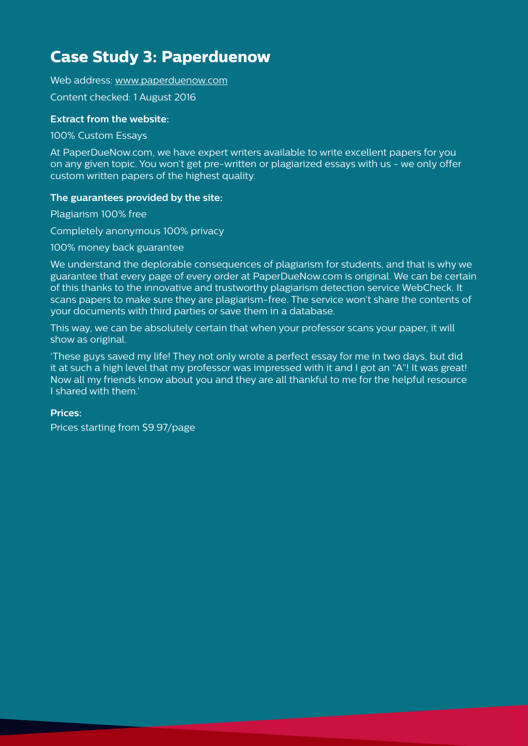## Case Study 3: Paperduenow

Web address: www.paperduenow.com

Content checked: 1 August 2016

**Extract from the website:**

100% Custom Essays

At PaperDueNow.com, we have expert writers available to write excellent papers for you on any given topic. You won't get pre-written or plagiarized essays with us - we only offer custom written papers of the highest quality.

**The guarantees provided by the site:**

Plagiarism 100% free

Completely anonymous 100% privacy

100% money back guarantee

We understand the deplorable consequences of plagiarism for students, and that is why we guarantee that every page of every order at PaperDueNow.com is original. We can be certain of this thanks to the innovative and trustworthy plagiarism detection service WebCheck. It scans papers to make sure they are plagiarism-free. The service won't share the contents of your documents with third parties or save them in a database.

This way, we can be absolutely certain that when your professor scans your paper, it will show as original.

'These guys saved my life! They not only wrote a perfect essay for me in two days, but did it at such a high level that my professor was impressed with it and I got an "A"! It was great! Now all my friends know about you and they are all thankful to me for the helpful resource I shared with them.'

**Prices:**

Prices starting from $9.97/page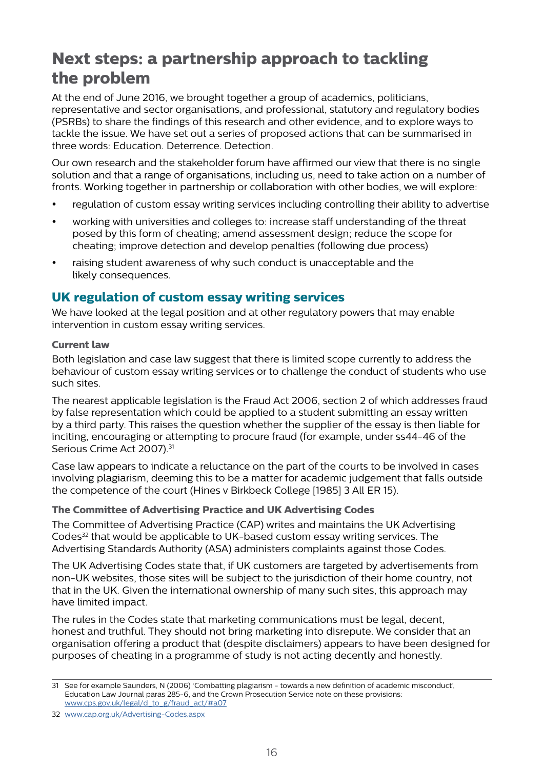# Next steps: a partnership approach to tackling the problem

At the end of June 2016, we brought together a group of academics, politicians, representative and sector organisations, and professional, statutory and regulatory bodies (PSRBs) to share the findings of this research and other evidence, and to explore ways to tackle the issue. We have set out a series of proposed actions that can be summarised in three words: Education. Deterrence. Detection.

Our own research and the stakeholder forum have affirmed our view that there is no single solution and that a range of organisations, including us, need to take action on a number of fronts. Working together in partnership or collaboration with other bodies, we will explore:

- regulation of custom essay writing services including controlling their ability to advertise
- working with universities and colleges to: increase staff understanding of the threat posed by this form of cheating; amend assessment design; reduce the scope for cheating; improve detection and develop penalties (following due process)
- raising student awareness of why such conduct is unacceptable and the likely consequences.

## UK regulation of custom essay writing services

We have looked at the legal position and at other regulatory powers that may enable intervention in custom essay writing services.

### Current law

Both legislation and case law suggest that there is limited scope currently to address the behaviour of custom essay writing services or to challenge the conduct of students who use such sites.

The nearest applicable legislation is the Fraud Act 2006, section 2 of which addresses fraud by false representation which could be applied to a student submitting an essay written by a third party. This raises the question whether the supplier of the essay is then liable for inciting, encouraging or attempting to procure fraud (for example, under ss44-46 of the Serious Crime Act 2007).[31]

Case law appears to indicate a reluctance on the part of the courts to be involved in cases involving plagiarism, deeming this to be a matter for academic judgement that falls outside the competence of the court (Hines v Birkbeck College [1985] 3 All ER 15).

### The Committee of Advertising Practice and UK Advertising Codes

The Committee of Advertising Practice (CAP) writes and maintains the UK Advertising Codes[32] that would be applicable to UK-based custom essay writing services. The Advertising Standards Authority (ASA) administers complaints against those Codes.

The UK Advertising Codes state that, if UK customers are targeted by advertisements from non-UK websites, those sites will be subject to the jurisdiction of their home country, not that in the UK. Given the international ownership of many such sites, this approach may have limited impact.

The rules in the Codes state that marketing communications must be legal, decent, honest and truthful. They should not bring marketing into disrepute. We consider that an organisation offering a product that (despite disclaimers) appears to have been designed for purposes of cheating in a programme of study is not acting decently and honestly.

---

31 See for example Saunders, N (2006) 'Combatting plagiarism - towards a new definition of academic misconduct', Education Law Journal paras 285-6, and the Crown Prosecution Service note on these provisions: www.cps.gov.uk/legal/d_to_g/fraud_act/#a07

32 www.cap.org.uk/Advertising-Codes.aspx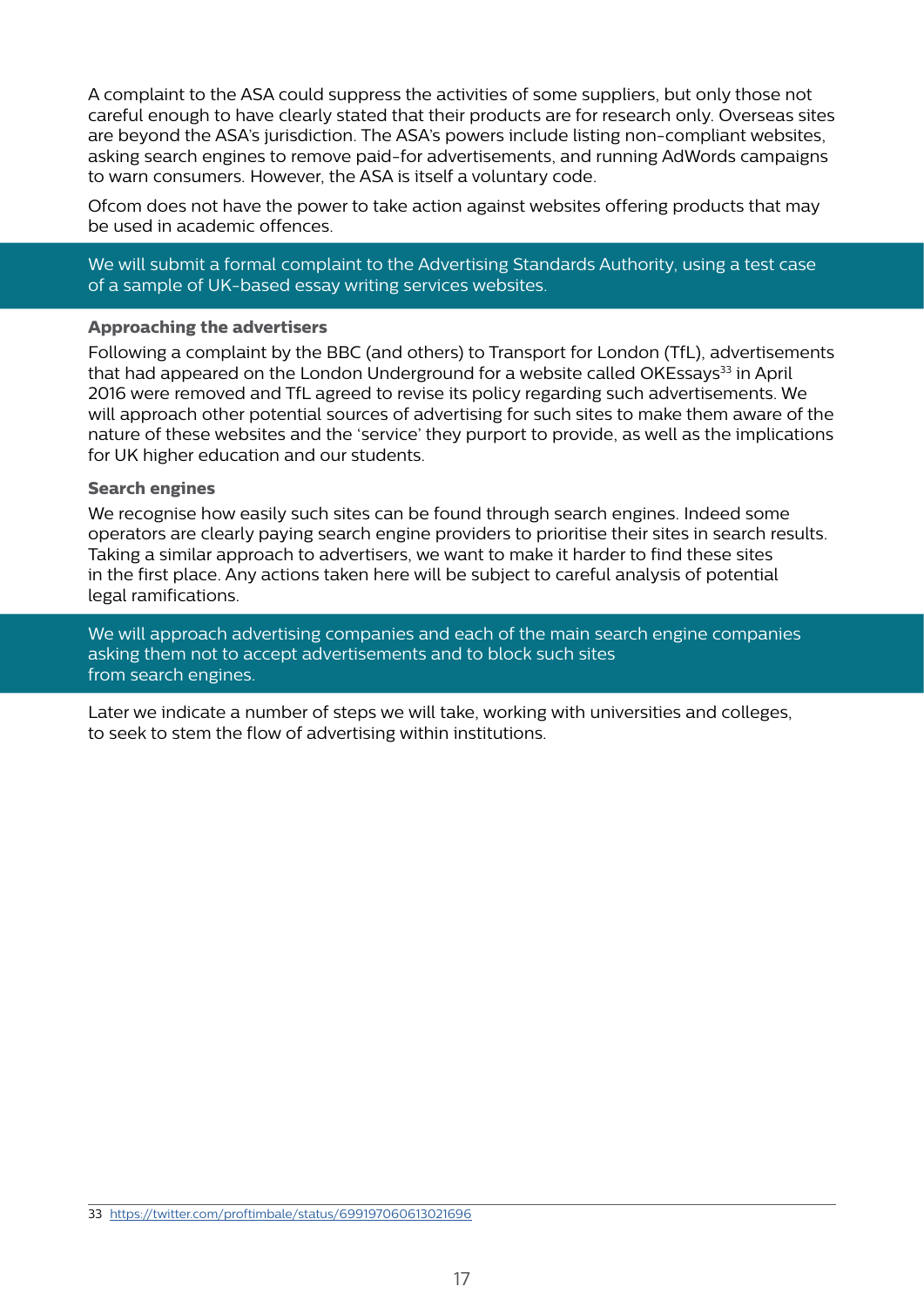A complaint to the ASA could suppress the activities of some suppliers, but only those not careful enough to have clearly stated that their products are for research only. Overseas sites are beyond the ASA's jurisdiction. The ASA's powers include listing non-compliant websites, asking search engines to remove paid-for advertisements, and running AdWords campaigns to warn consumers. However, the ASA is itself a voluntary code.

Ofcom does not have the power to take action against websites offering products that may be used in academic offences.

> We will submit a formal complaint to the Advertising Standards Authority, using a test case of a sample of UK-based essay writing services websites.

**Approaching the advertisers**

Following a complaint by the BBC (and others) to Transport for London (TfL), advertisements that had appeared on the London Underground for a website called OKEssays[33] in April 2016 were removed and TfL agreed to revise its policy regarding such advertisements. We will approach other potential sources of advertising for such sites to make them aware of the nature of these websites and the 'service' they purport to provide, as well as the implications for UK higher education and our students.

**Search engines**

We recognise how easily such sites can be found through search engines. Indeed some operators are clearly paying search engine providers to prioritise their sites in search results. Taking a similar approach to advertisers, we want to make it harder to find these sites in the first place. Any actions taken here will be subject to careful analysis of potential legal ramifications.

> We will approach advertising companies and each of the main search engine companies asking them not to accept advertisements and to block such sites from search engines.

Later we indicate a number of steps we will take, working with universities and colleges, to seek to stem the flow of advertising within institutions.

---

33 https://twitter.com/proftimbale/status/699197060613021696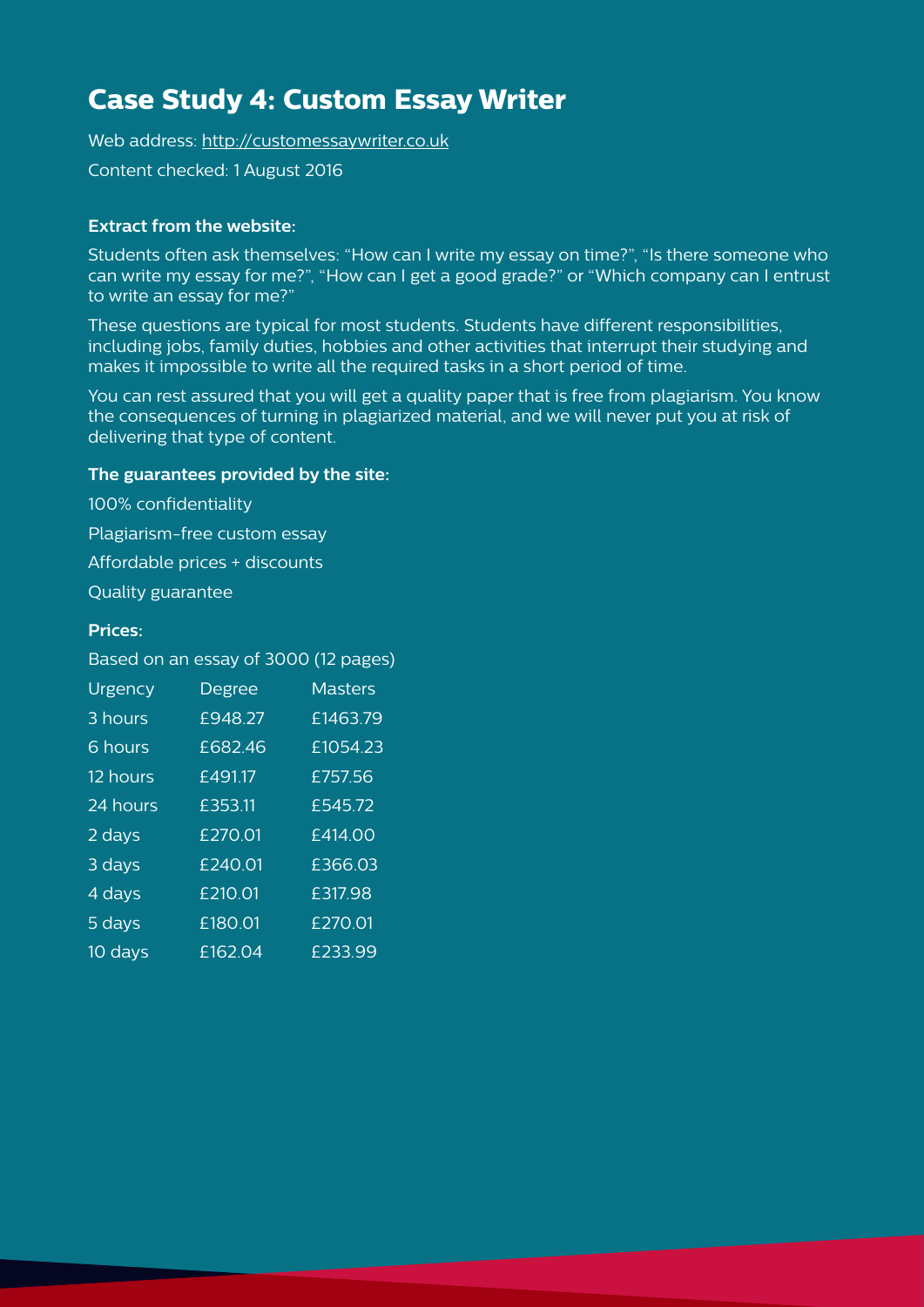## Case Study 4: Custom Essay Writer

Web address: http://customessaywriter.co.uk

Content checked: 1 August 2016

**Extract from the website:**

Students often ask themselves: "How can I write my essay on time?", "Is there someone who can write my essay for me?", "How can I get a good grade?" or "Which company can I entrust to write an essay for me?"

These questions are typical for most students. Students have different responsibilities, including jobs, family duties, hobbies and other activities that interrupt their studying and makes it impossible to write all the required tasks in a short period of time.

You can rest assured that you will get a quality paper that is free from plagiarism. You know the consequences of turning in plagiarized material, and we will never put you at risk of delivering that type of content.

**The guarantees provided by the site:**

100% confidentiality

Plagiarism-free custom essay

Affordable prices + discounts

Quality guarantee

**Prices:**

Based on an essay of 3000 (12 pages)

| Urgency | Degree | Masters |
|---|---|---|
| 3 hours | £948.27 | £1463.79 |
| 6 hours | £682.46 | £1054.23 |
| 12 hours | £491.17 | £757.56 |
| 24 hours | £353.11 | £545.72 |
| 2 days | £270.01 | £414.00 |
| 3 days | £240.01 | £366.03 |
| 4 days | £210.01 | £317.98 |
| 5 days | £180.01 | £270.01 |
| 10 days | £162.04 | £233.99 |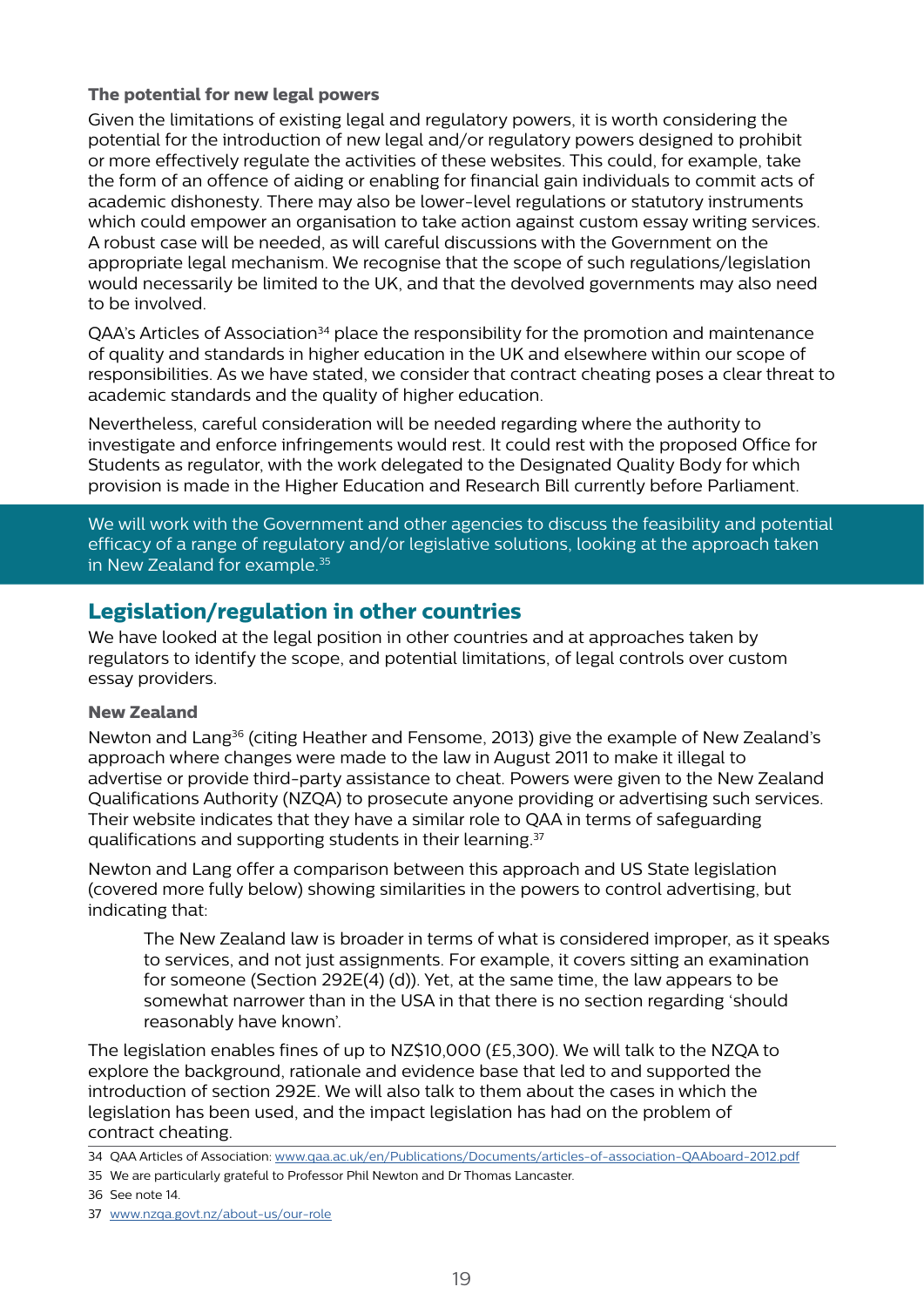**The potential for new legal powers**

Given the limitations of existing legal and regulatory powers, it is worth considering the potential for the introduction of new legal and/or regulatory powers designed to prohibit or more effectively regulate the activities of these websites. This could, for example, take the form of an offence of aiding or enabling for financial gain individuals to commit acts of academic dishonesty. There may also be lower-level regulations or statutory instruments which could empower an organisation to take action against custom essay writing services. A robust case will be needed, as will careful discussions with the Government on the appropriate legal mechanism. We recognise that the scope of such regulations/legislation would necessarily be limited to the UK, and that the devolved governments may also need to be involved.

QAA's Articles of Association[34] place the responsibility for the promotion and maintenance of quality and standards in higher education in the UK and elsewhere within our scope of responsibilities. As we have stated, we consider that contract cheating poses a clear threat to academic standards and the quality of higher education.

Nevertheless, careful consideration will be needed regarding where the authority to investigate and enforce infringements would rest. It could rest with the proposed Office for Students as regulator, with the work delegated to the Designated Quality Body for which provision is made in the Higher Education and Research Bill currently before Parliament.

We will work with the Government and other agencies to discuss the feasibility and potential efficacy of a range of regulatory and/or legislative solutions, looking at the approach taken in New Zealand for example.[35]

## Legislation/regulation in other countries

We have looked at the legal position in other countries and at approaches taken by regulators to identify the scope, and potential limitations, of legal controls over custom essay providers.

**New Zealand**

Newton and Lang[36] (citing Heather and Fensome, 2013) give the example of New Zealand's approach where changes were made to the law in August 2011 to make it illegal to advertise or provide third-party assistance to cheat. Powers were given to the New Zealand Qualifications Authority (NZQA) to prosecute anyone providing or advertising such services. Their website indicates that they have a similar role to QAA in terms of safeguarding qualifications and supporting students in their learning.[37]

Newton and Lang offer a comparison between this approach and US State legislation (covered more fully below) showing similarities in the powers to control advertising, but indicating that:

> The New Zealand law is broader in terms of what is considered improper, as it speaks to services, and not just assignments. For example, it covers sitting an examination for someone (Section 292E(4) (d)). Yet, at the same time, the law appears to be somewhat narrower than in the USA in that there is no section regarding 'should reasonably have known'.

The legislation enables fines of up to NZ$10,000 (£5,300). We will talk to the NZQA to explore the background, rationale and evidence base that led to and supported the introduction of section 292E. We will also talk to them about the cases in which the legislation has been used, and the impact legislation has had on the problem of contract cheating.

---

34 QAA Articles of Association: www.qaa.ac.uk/en/Publications/Documents/articles-of-association-QAAboard-2012.pdf

35 We are particularly grateful to Professor Phil Newton and Dr Thomas Lancaster.

36 See note 14.

37 www.nzqa.govt.nz/about-us/our-role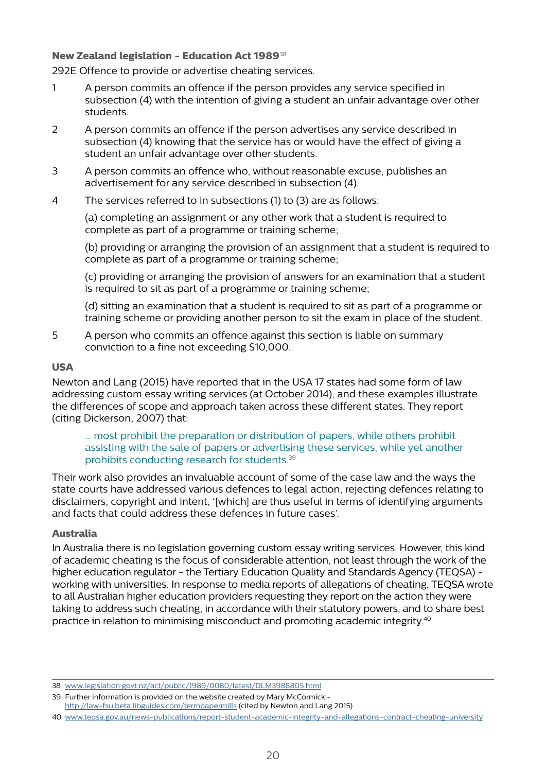### New Zealand legislation - Education Act 1989[38]

292E Offence to provide or advertise cheating services.

1. A person commits an offence if the person provides any service specified in subsection (4) with the intention of giving a student an unfair advantage over other students.
2. A person commits an offence if the person advertises any service described in subsection (4) knowing that the service has or would have the effect of giving a student an unfair advantage over other students.
3. A person commits an offence who, without reasonable excuse, publishes an advertisement for any service described in subsection (4).
4. The services referred to in subsections (1) to (3) are as follows:

   (a) completing an assignment or any other work that a student is required to complete as part of a programme or training scheme;

   (b) providing or arranging the provision of an assignment that a student is required to complete as part of a programme or training scheme;

   (c) providing or arranging the provision of answers for an examination that a student is required to sit as part of a programme or training scheme;

   (d) sitting an examination that a student is required to sit as part of a programme or training scheme or providing another person to sit the exam in place of the student.
5. A person who commits an offence against this section is liable on summary conviction to a fine not exceeding $10,000.

### USA

Newton and Lang (2015) have reported that in the USA 17 states had some form of law addressing custom essay writing services (at October 2014), and these examples illustrate the differences of scope and approach taken across these different states. They report (citing Dickerson, 2007) that:

> ... most prohibit the preparation or distribution of papers, while others prohibit assisting with the sale of papers or advertising these services, while yet another prohibits conducting research for students.[39]

Their work also provides an invaluable account of some of the case law and the ways the state courts have addressed various defences to legal action, rejecting defences relating to disclaimers, copyright and intent, '[which] are thus useful in terms of identifying arguments and facts that could address these defences in future cases'.

### Australia

In Australia there is no legislation governing custom essay writing services. However, this kind of academic cheating is the focus of considerable attention, not least through the work of the higher education regulator - the Tertiary Education Quality and Standards Agency (TEQSA) - working with universities. In response to media reports of allegations of cheating, TEQSA wrote to all Australian higher education providers requesting they report on the action they were taking to address such cheating, in accordance with their statutory powers, and to share best practice in relation to minimising misconduct and promoting academic integrity.[40]

---

38 www.legislation.govt.nz/act/public/1989/0080/latest/DLM3988805.html

39 Further information is provided on the website created by Mary McCormick - http://law-fsu.beta.libguides.com/termpapermills (cited by Newton and Lang 2015)

40 www.teqsa.gov.au/news-publications/report-student-academic-integrity-and-allegations-contract-cheating-university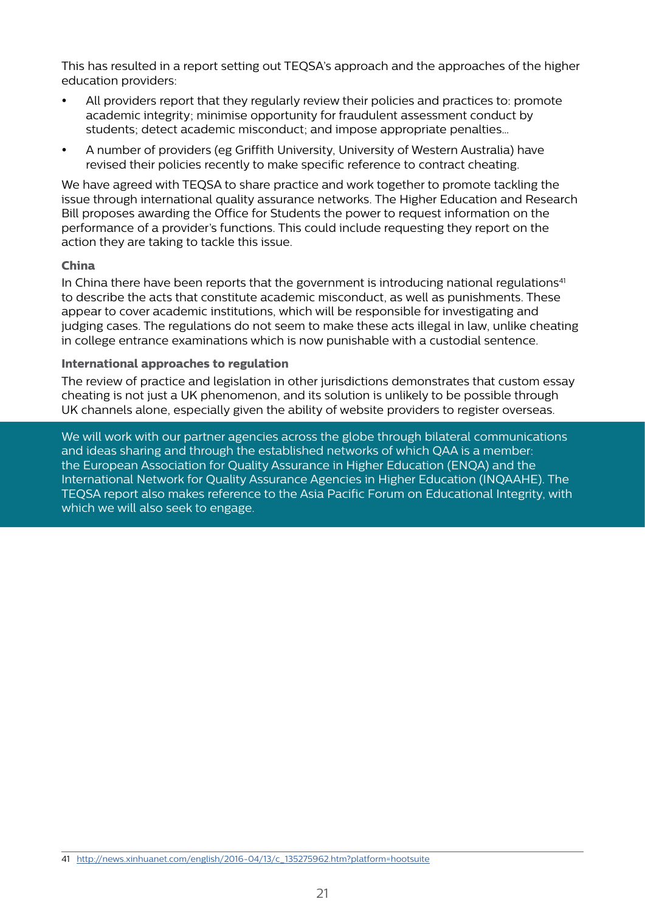This has resulted in a report setting out TEQSA's approach and the approaches of the higher education providers:

- All providers report that they regularly review their policies and practices to: promote academic integrity; minimise opportunity for fraudulent assessment conduct by students; detect academic misconduct; and impose appropriate penalties...
- A number of providers (eg Griffith University, University of Western Australia) have revised their policies recently to make specific reference to contract cheating.

We have agreed with TEQSA to share practice and work together to promote tackling the issue through international quality assurance networks. The Higher Education and Research Bill proposes awarding the Office for Students the power to request information on the performance of a provider's functions. This could include requesting they report on the action they are taking to tackle this issue.

### China

In China there have been reports that the government is introducing national regulations[41] to describe the acts that constitute academic misconduct, as well as punishments. These appear to cover academic institutions, which will be responsible for investigating and judging cases. The regulations do not seem to make these acts illegal in law, unlike cheating in college entrance examinations which is now punishable with a custodial sentence.

### International approaches to regulation

The review of practice and legislation in other jurisdictions demonstrates that custom essay cheating is not just a UK phenomenon, and its solution is unlikely to be possible through UK channels alone, especially given the ability of website providers to register overseas.

We will work with our partner agencies across the globe through bilateral communications and ideas sharing and through the established networks of which QAA is a member: the European Association for Quality Assurance in Higher Education (ENQA) and the International Network for Quality Assurance Agencies in Higher Education (INQAAHE). The TEQSA report also makes reference to the Asia Pacific Forum on Educational Integrity, with which we will also seek to engage.

---

41 http://news.xinhuanet.com/english/2016-04/13/c_135275962.htm?platform=hootsuite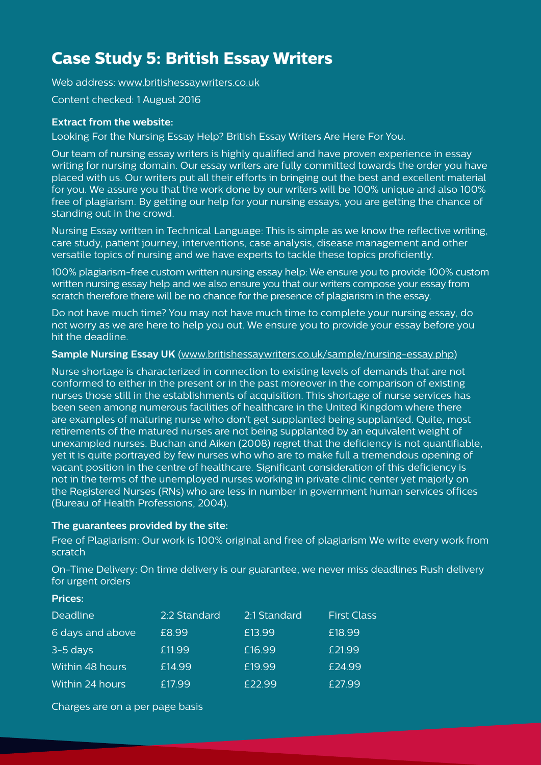# Case Study 5: British Essay Writers

Web address: www.britishessaywriters.co.uk

Content checked: 1 August 2016

**Extract from the website:**

Looking For the Nursing Essay Help? British Essay Writers Are Here For You.

Our team of nursing essay writers is highly qualified and have proven experience in essay writing for nursing domain. Our essay writers are fully committed towards the order you have placed with us. Our writers put all their efforts in bringing out the best and excellent material for you. We assure you that the work done by our writers will be 100% unique and also 100% free of plagiarism. By getting our help for your nursing essays, you are getting the chance of standing out in the crowd.

Nursing Essay written in Technical Language: This is simple as we know the reflective writing, care study, patient journey, interventions, case analysis, disease management and other versatile topics of nursing and we have experts to tackle these topics proficiently.

100% plagiarism-free custom written nursing essay help: We ensure you to provide 100% custom written nursing essay help and we also ensure you that our writers compose your essay from scratch therefore there will be no chance for the presence of plagiarism in the essay.

Do not have much time? You may not have much time to complete your nursing essay, do not worry as we are here to help you out. We ensure you to provide your essay before you hit the deadline.

**Sample Nursing Essay UK** (www.britishessaywriters.co.uk/sample/nursing-essay.php)

Nurse shortage is characterized in connection to existing levels of demands that are not conformed to either in the present or in the past moreover in the comparison of existing nurses those still in the establishments of acquisition. This shortage of nurse services has been seen among numerous facilities of healthcare in the United Kingdom where there are examples of maturing nurse who don't get supplanted being supplanted. Quite, most retirements of the matured nurses are not being supplanted by an equivalent weight of unexampled nurses. Buchan and Aiken (2008) regret that the deficiency is not quantifiable, yet it is quite portrayed by few nurses who who are to make full a tremendous opening of vacant position in the centre of healthcare. Significant consideration of this deficiency is not in the terms of the unemployed nurses working in private clinic center yet majorly on the Registered Nurses (RNs) who are less in number in government human services offices (Bureau of Health Professions, 2004).

**The guarantees provided by the site:**

Free of Plagiarism: Our work is 100% original and free of plagiarism We write every work from scratch

On-Time Delivery: On time delivery is our guarantee, we never miss deadlines Rush delivery for urgent orders

**Prices:**

| Deadline | 2:2 Standard | 2:1 Standard | First Class |
|---|---|---|---|
| 6 days and above | £8.99 | £13.99 | £18.99 |
| 3-5 days | £11.99 | £16.99 | £21.99 |
| Within 48 hours | £14.99 | £19.99 | £24.99 |
| Within 24 hours | £17.99 | £22.99 | £27.99 |

Charges are on a per page basis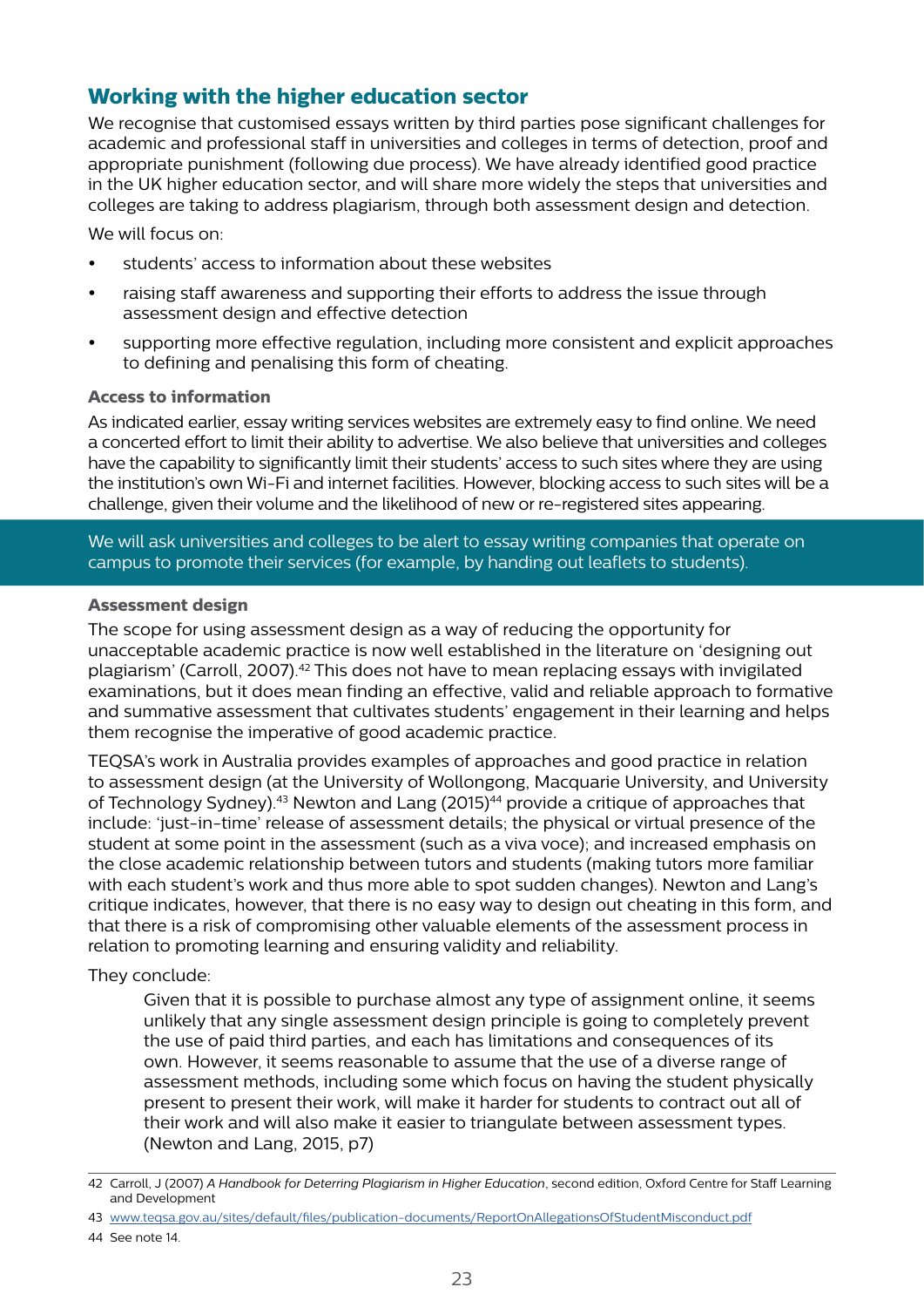## Working with the higher education sector

We recognise that customised essays written by third parties pose significant challenges for academic and professional staff in universities and colleges in terms of detection, proof and appropriate punishment (following due process). We have already identified good practice in the UK higher education sector, and will share more widely the steps that universities and colleges are taking to address plagiarism, through both assessment design and detection.

We will focus on:

- students' access to information about these websites
- raising staff awareness and supporting their efforts to address the issue through assessment design and effective detection
- supporting more effective regulation, including more consistent and explicit approaches to defining and penalising this form of cheating.

### Access to information

As indicated earlier, essay writing services websites are extremely easy to find online. We need a concerted effort to limit their ability to advertise. We also believe that universities and colleges have the capability to significantly limit their students' access to such sites where they are using the institution's own Wi-Fi and internet facilities. However, blocking access to such sites will be a challenge, given their volume and the likelihood of new or re-registered sites appearing.

We will ask universities and colleges to be alert to essay writing companies that operate on campus to promote their services (for example, by handing out leaflets to students).

### Assessment design

The scope for using assessment design as a way of reducing the opportunity for unacceptable academic practice is now well established in the literature on 'designing out plagiarism' (Carroll, 2007).[42] This does not have to mean replacing essays with invigilated examinations, but it does mean finding an effective, valid and reliable approach to formative and summative assessment that cultivates students' engagement in their learning and helps them recognise the imperative of good academic practice.

TEQSA's work in Australia provides examples of approaches and good practice in relation to assessment design (at the University of Wollongong, Macquarie University, and University of Technology Sydney).[43] Newton and Lang (2015)[44] provide a critique of approaches that include: 'just-in-time' release of assessment details; the physical or virtual presence of the student at some point in the assessment (such as a viva voce); and increased emphasis on the close academic relationship between tutors and students (making tutors more familiar with each student's work and thus more able to spot sudden changes). Newton and Lang's critique indicates, however, that there is no easy way to design out cheating in this form, and that there is a risk of compromising other valuable elements of the assessment process in relation to promoting learning and ensuring validity and reliability.

They conclude:

> Given that it is possible to purchase almost any type of assignment online, it seems unlikely that any single assessment design principle is going to completely prevent the use of paid third parties, and each has limitations and consequences of its own. However, it seems reasonable to assume that the use of a diverse range of assessment methods, including some which focus on having the student physically present to present their work, will make it harder for students to contract out all of their work and will also make it easier to triangulate between assessment types. (Newton and Lang, 2015, p7)

---

42 Carroll, J (2007) *A Handbook for Deterring Plagiarism in Higher Education*, second edition, Oxford Centre for Staff Learning and Development

43 www.teqsa.gov.au/sites/default/files/publication-documents/ReportOnAllegationsOfStudentMisconduct.pdf

44 See note 14.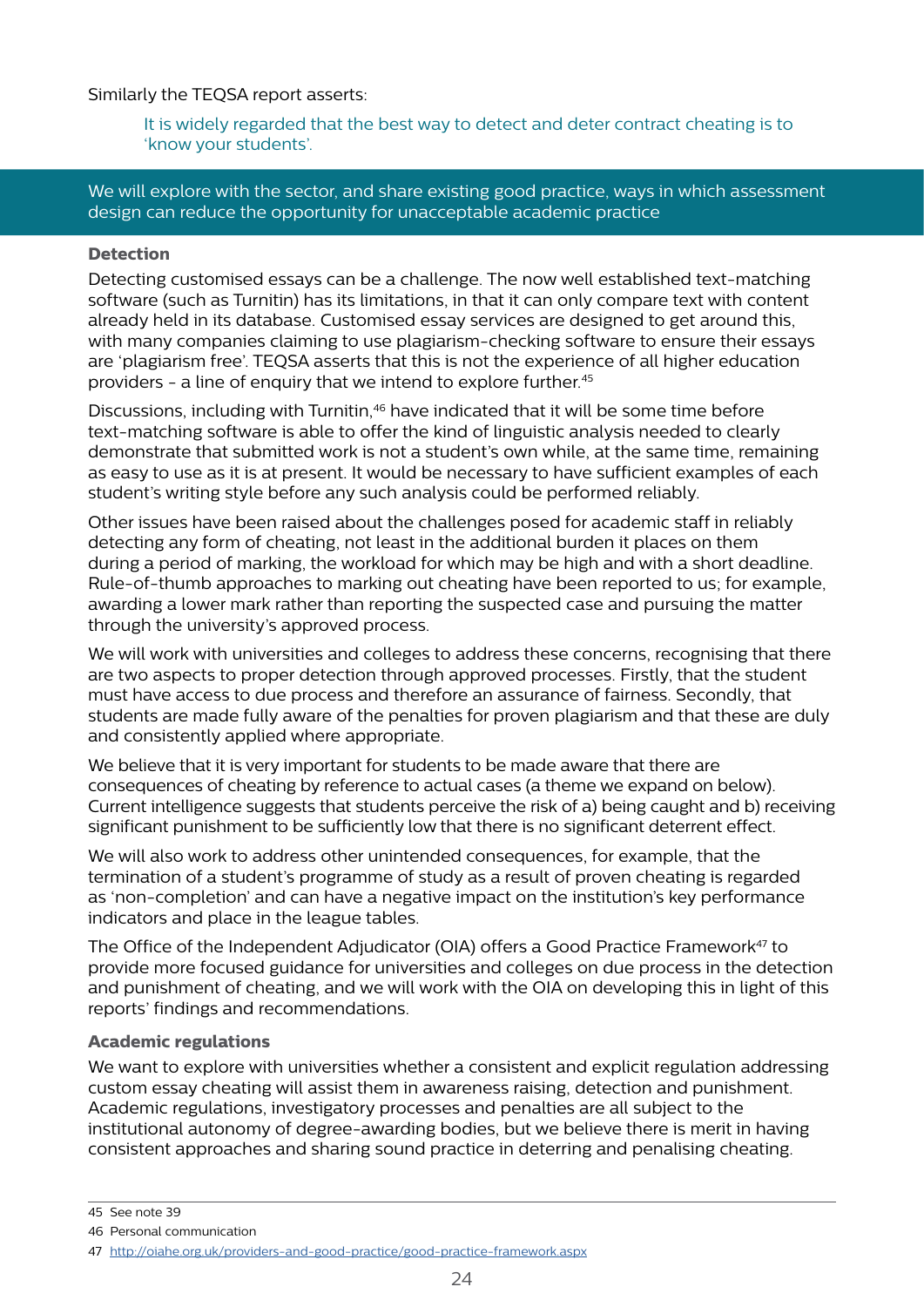Similarly the TEQSA report asserts:

> It is widely regarded that the best way to detect and deter contract cheating is to 'know your students'.

**We will explore with the sector, and share existing good practice, ways in which assessment design can reduce the opportunity for unacceptable academic practice**

### Detection

Detecting customised essays can be a challenge. The now well established text-matching software (such as Turnitin) has its limitations, in that it can only compare text with content already held in its database. Customised essay services are designed to get around this, with many companies claiming to use plagiarism-checking software to ensure their essays are 'plagiarism free'. TEQSA asserts that this is not the experience of all higher education providers - a line of enquiry that we intend to explore further.[45]

Discussions, including with Turnitin,[46] have indicated that it will be some time before text-matching software is able to offer the kind of linguistic analysis needed to clearly demonstrate that submitted work is not a student's own while, at the same time, remaining as easy to use as it is at present. It would be necessary to have sufficient examples of each student's writing style before any such analysis could be performed reliably.

Other issues have been raised about the challenges posed for academic staff in reliably detecting any form of cheating, not least in the additional burden it places on them during a period of marking, the workload for which may be high and with a short deadline. Rule-of-thumb approaches to marking out cheating have been reported to us; for example, awarding a lower mark rather than reporting the suspected case and pursuing the matter through the university's approved process.

We will work with universities and colleges to address these concerns, recognising that there are two aspects to proper detection through approved processes. Firstly, that the student must have access to due process and therefore an assurance of fairness. Secondly, that students are made fully aware of the penalties for proven plagiarism and that these are duly and consistently applied where appropriate.

We believe that it is very important for students to be made aware that there are consequences of cheating by reference to actual cases (a theme we expand on below). Current intelligence suggests that students perceive the risk of a) being caught and b) receiving significant punishment to be sufficiently low that there is no significant deterrent effect.

We will also work to address other unintended consequences, for example, that the termination of a student's programme of study as a result of proven cheating is regarded as 'non-completion' and can have a negative impact on the institution's key performance indicators and place in the league tables.

The Office of the Independent Adjudicator (OIA) offers a Good Practice Framework[47] to provide more focused guidance for universities and colleges on due process in the detection and punishment of cheating, and we will work with the OIA on developing this in light of this reports' findings and recommendations.

### Academic regulations

We want to explore with universities whether a consistent and explicit regulation addressing custom essay cheating will assist them in awareness raising, detection and punishment. Academic regulations, investigatory processes and penalties are all subject to the institutional autonomy of degree-awarding bodies, but we believe there is merit in having consistent approaches and sharing sound practice in deterring and penalising cheating.

---

45 See note 39

46 Personal communication

47 http://oiahe.org.uk/providers-and-good-practice/good-practice-framework.aspx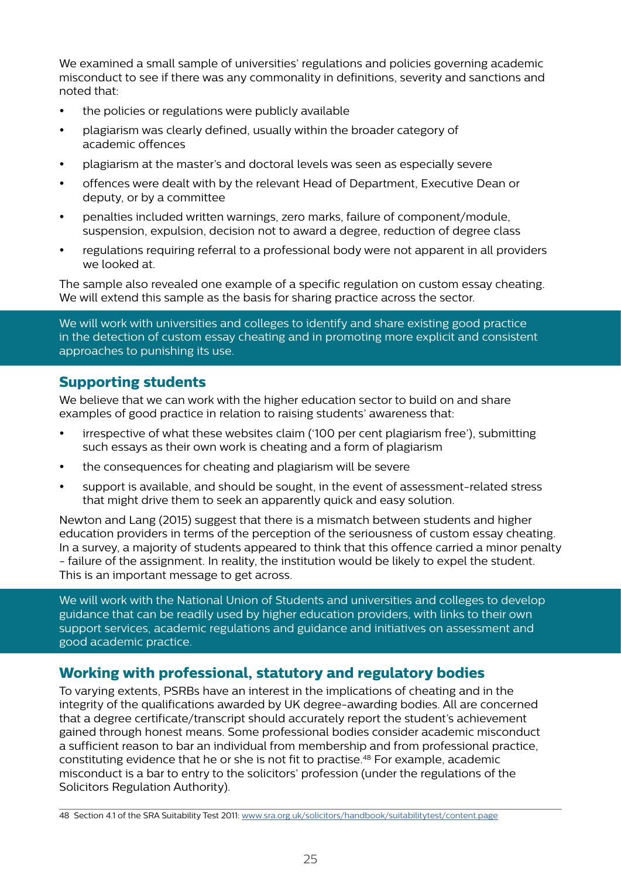We examined a small sample of universities' regulations and policies governing academic misconduct to see if there was any commonality in definitions, severity and sanctions and noted that:

- the policies or regulations were publicly available
- plagiarism was clearly defined, usually within the broader category of academic offences
- plagiarism at the master's and doctoral levels was seen as especially severe
- offences were dealt with by the relevant Head of Department, Executive Dean or deputy, or by a committee
- penalties included written warnings, zero marks, failure of component/module, suspension, expulsion, decision not to award a degree, reduction of degree class
- regulations requiring referral to a professional body were not apparent in all providers we looked at.

The sample also revealed one example of a specific regulation on custom essay cheating. We will extend this sample as the basis for sharing practice across the sector.

> We will work with universities and colleges to identify and share existing good practice in the detection of custom essay cheating and in promoting more explicit and consistent approaches to punishing its use.

## Supporting students

We believe that we can work with the higher education sector to build on and share examples of good practice in relation to raising students' awareness that:

- irrespective of what these websites claim ('100 per cent plagiarism free'), submitting such essays as their own work is cheating and a form of plagiarism
- the consequences for cheating and plagiarism will be severe
- support is available, and should be sought, in the event of assessment-related stress that might drive them to seek an apparently quick and easy solution.

Newton and Lang (2015) suggest that there is a mismatch between students and higher education providers in terms of the perception of the seriousness of custom essay cheating. In a survey, a majority of students appeared to think that this offence carried a minor penalty - failure of the assignment. In reality, the institution would be likely to expel the student. This is an important message to get across.

> We will work with the National Union of Students and universities and colleges to develop guidance that can be readily used by higher education providers, with links to their own support services, academic regulations and guidance and initiatives on assessment and good academic practice.

## Working with professional, statutory and regulatory bodies

To varying extents, PSRBs have an interest in the implications of cheating and in the integrity of the qualifications awarded by UK degree-awarding bodies. All are concerned that a degree certificate/transcript should accurately report the student's achievement gained through honest means. Some professional bodies consider academic misconduct a sufficient reason to bar an individual from membership and from professional practice, constituting evidence that he or she is not fit to practise.[48] For example, academic misconduct is a bar to entry to the solicitors' profession (under the regulations of the Solicitors Regulation Authority).

48 Section 4.1 of the SRA Suitability Test 2011: www.sra.org.uk/solicitors/handbook/suitabilitytest/content.page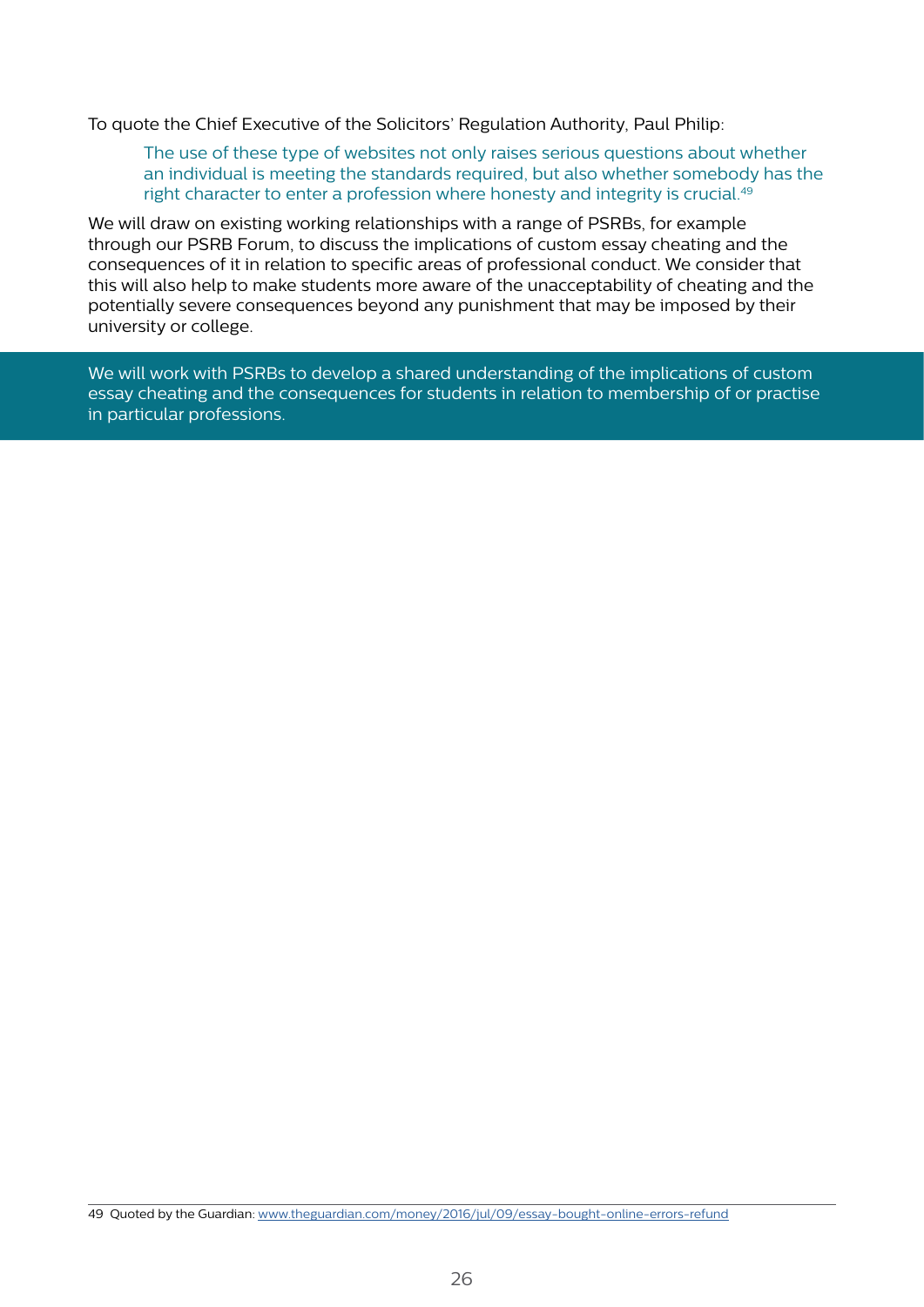To quote the Chief Executive of the Solicitors' Regulation Authority, Paul Philip:

> The use of these type of websites not only raises serious questions about whether an individual is meeting the standards required, but also whether somebody has the right character to enter a profession where honesty and integrity is crucial.[49]

We will draw on existing working relationships with a range of PSRBs, for example through our PSRB Forum, to discuss the implications of custom essay cheating and the consequences of it in relation to specific areas of professional conduct. We consider that this will also help to make students more aware of the unacceptability of cheating and the potentially severe consequences beyond any punishment that may be imposed by their university or college.

> We will work with PSRBs to develop a shared understanding of the implications of custom essay cheating and the consequences for students in relation to membership of or practise in particular professions.

49 Quoted by the Guardian: www.theguardian.com/money/2016/jul/09/essay-bought-online-errors-refund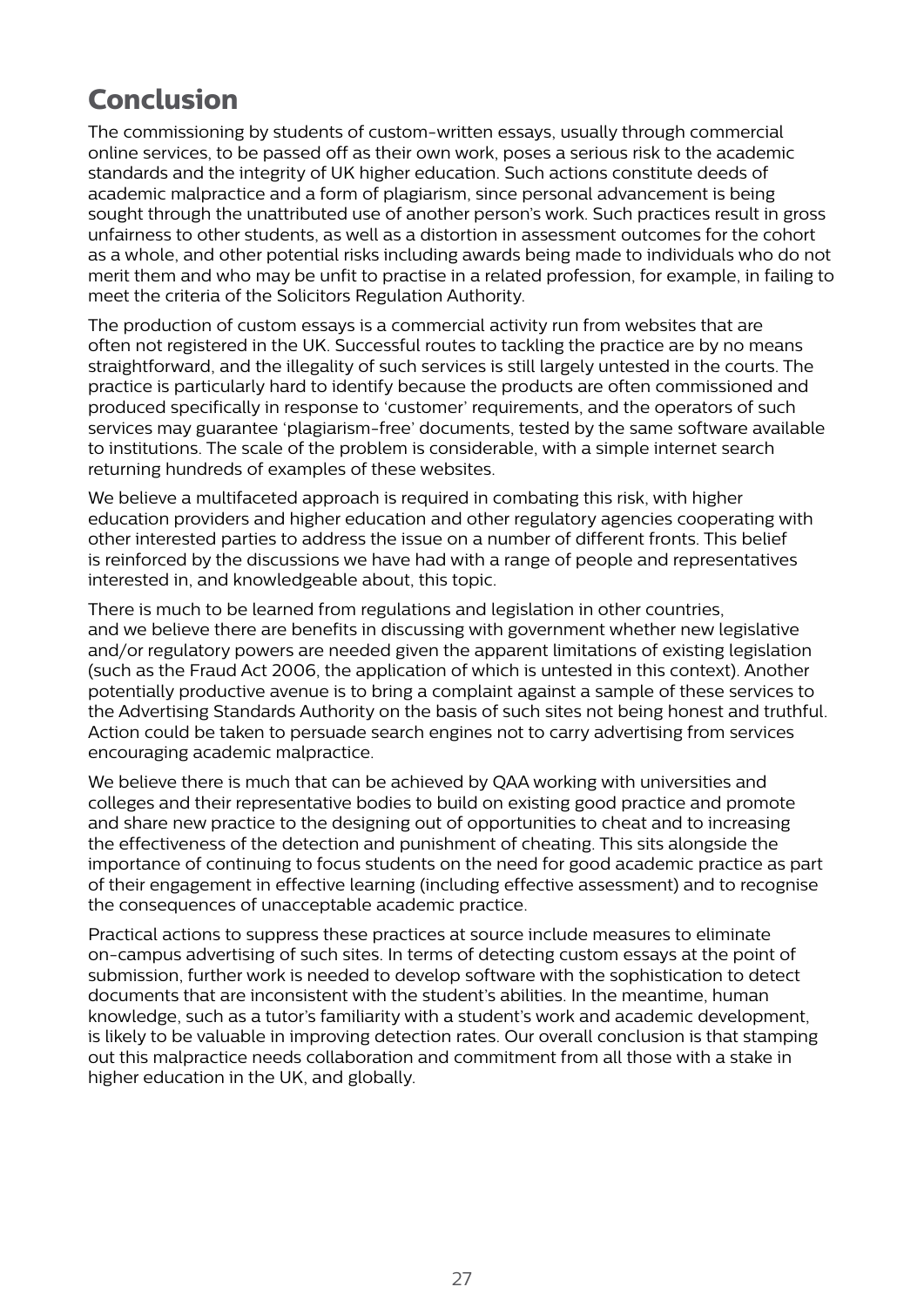# Conclusion

The commissioning by students of custom-written essays, usually through commercial online services, to be passed off as their own work, poses a serious risk to the academic standards and the integrity of UK higher education. Such actions constitute deeds of academic malpractice and a form of plagiarism, since personal advancement is being sought through the unattributed use of another person's work. Such practices result in gross unfairness to other students, as well as a distortion in assessment outcomes for the cohort as a whole, and other potential risks including awards being made to individuals who do not merit them and who may be unfit to practise in a related profession, for example, in failing to meet the criteria of the Solicitors Regulation Authority.

The production of custom essays is a commercial activity run from websites that are often not registered in the UK. Successful routes to tackling the practice are by no means straightforward, and the illegality of such services is still largely untested in the courts. The practice is particularly hard to identify because the products are often commissioned and produced specifically in response to 'customer' requirements, and the operators of such services may guarantee 'plagiarism-free' documents, tested by the same software available to institutions. The scale of the problem is considerable, with a simple internet search returning hundreds of examples of these websites.

We believe a multifaceted approach is required in combating this risk, with higher education providers and higher education and other regulatory agencies cooperating with other interested parties to address the issue on a number of different fronts. This belief is reinforced by the discussions we have had with a range of people and representatives interested in, and knowledgeable about, this topic.

There is much to be learned from regulations and legislation in other countries, and we believe there are benefits in discussing with government whether new legislative and/or regulatory powers are needed given the apparent limitations of existing legislation (such as the Fraud Act 2006, the application of which is untested in this context). Another potentially productive avenue is to bring a complaint against a sample of these services to the Advertising Standards Authority on the basis of such sites not being honest and truthful. Action could be taken to persuade search engines not to carry advertising from services encouraging academic malpractice.

We believe there is much that can be achieved by QAA working with universities and colleges and their representative bodies to build on existing good practice and promote and share new practice to the designing out of opportunities to cheat and to increasing the effectiveness of the detection and punishment of cheating. This sits alongside the importance of continuing to focus students on the need for good academic practice as part of their engagement in effective learning (including effective assessment) and to recognise the consequences of unacceptable academic practice.

Practical actions to suppress these practices at source include measures to eliminate on-campus advertising of such sites. In terms of detecting custom essays at the point of submission, further work is needed to develop software with the sophistication to detect documents that are inconsistent with the student's abilities. In the meantime, human knowledge, such as a tutor's familiarity with a student's work and academic development, is likely to be valuable in improving detection rates. Our overall conclusion is that stamping out this malpractice needs collaboration and commitment from all those with a stake in higher education in the UK, and globally.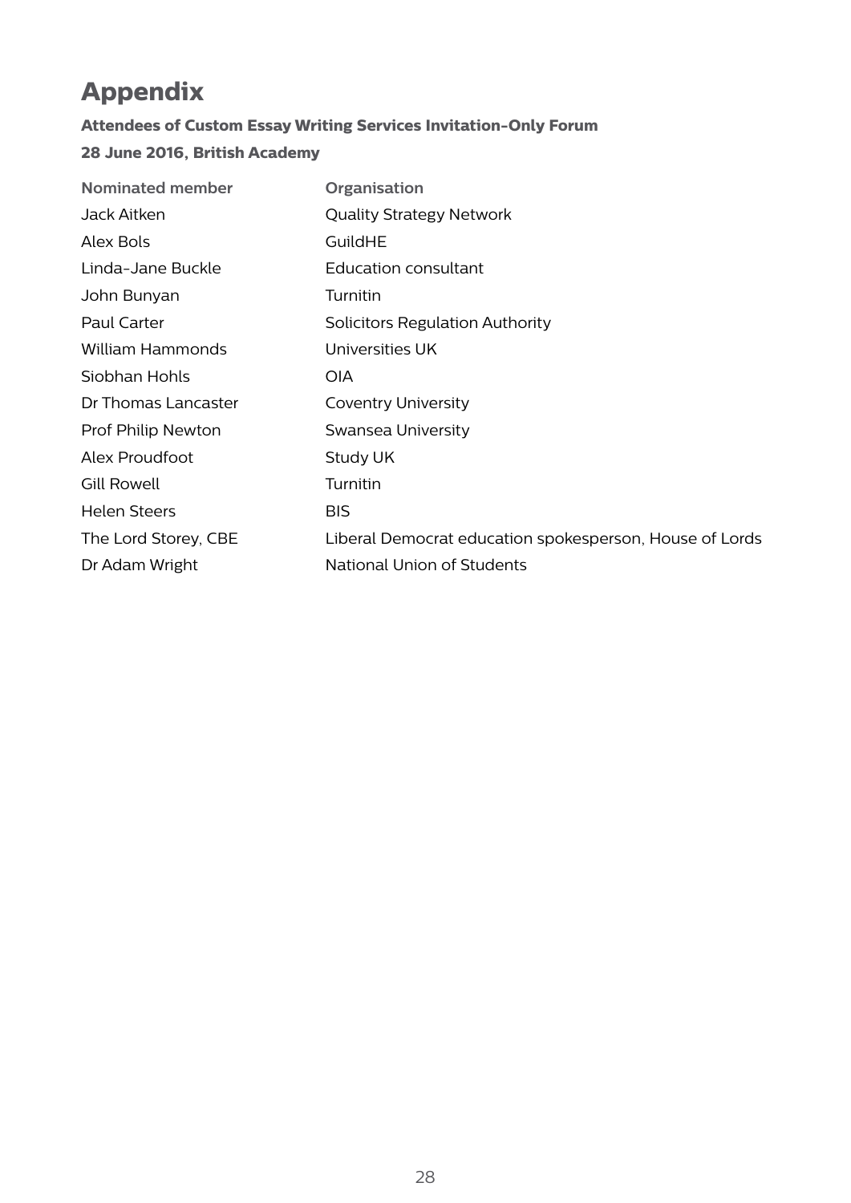# Appendix

**Attendees of Custom Essay Writing Services Invitation-Only Forum**

**28 June 2016, British Academy**

| Nominated member | Organisation |
| --- | --- |
| Jack Aitken | Quality Strategy Network |
| Alex Bols | GuildHE |
| Linda-Jane Buckle | Education consultant |
| John Bunyan | Turnitin |
| Paul Carter | Solicitors Regulation Authority |
| William Hammonds | Universities UK |
| Siobhan Hohls | OIA |
| Dr Thomas Lancaster | Coventry University |
| Prof Philip Newton | Swansea University |
| Alex Proudfoot | Study UK |
| Gill Rowell | Turnitin |
| Helen Steers | BIS |
| The Lord Storey, CBE | Liberal Democrat education spokesperson, House of Lords |
| Dr Adam Wright | National Union of Students |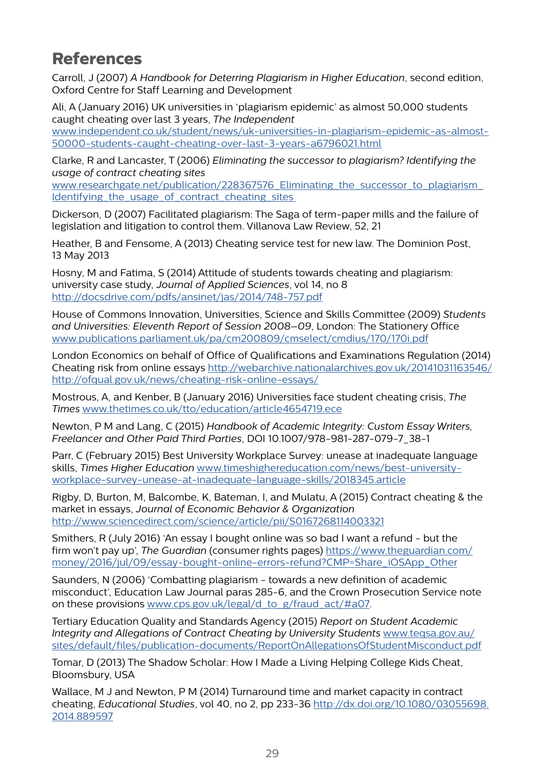## References

Carroll, J (2007) *A Handbook for Deterring Plagiarism in Higher Education*, second edition, Oxford Centre for Staff Learning and Development

Ali, A (January 2016) UK universities in 'plagiarism epidemic' as almost 50,000 students caught cheating over last 3 years, *The Independent* www.independent.co.uk/student/news/uk-universities-in-plagiarism-epidemic-as-almost-50000-students-caught-cheating-over-last-3-years-a6796021.html

Clarke, R and Lancaster, T (2006) *Eliminating the successor to plagiarism? Identifying the usage of contract cheating sites* www.researchgate.net/publication/228367576_Eliminating_the_successor_to_plagiarism_Identifying_the_usage_of_contract_cheating_sites

Dickerson, D (2007) Facilitated plagiarism: The Saga of term-paper mills and the failure of legislation and litigation to control them. Villanova Law Review, 52, 21

Heather, B and Fensome, A (2013) Cheating service test for new law. The Dominion Post, 13 May 2013

Hosny, M and Fatima, S (2014) Attitude of students towards cheating and plagiarism: university case study, *Journal of Applied Sciences*, vol 14, no 8 http://docsdrive.com/pdfs/ansinet/jas/2014/748-757.pdf

House of Commons Innovation, Universities, Science and Skills Committee (2009) *Students and Universities: Eleventh Report of Session 2008–09*, London: The Stationery Office www.publications.parliament.uk/pa/cm200809/cmselect/cmdius/170/170i.pdf

London Economics on behalf of Office of Qualifications and Examinations Regulation (2014) Cheating risk from online essays http://webarchive.nationalarchives.gov.uk/20141031163546/http://ofqual.gov.uk/news/cheating-risk-online-essays/

Mostrous, A, and Kenber, B (January 2016) Universities face student cheating crisis, *The Times* www.thetimes.co.uk/tto/education/article4654719.ece

Newton, P M and Lang, C (2015) *Handbook of Academic Integrity: Custom Essay Writers, Freelancer and Other Paid Third Parties*, DOI 10.1007/978-981-287-079-7_38-1

Parr, C (February 2015) Best University Workplace Survey: unease at inadequate language skills, *Times Higher Education* www.timeshighereducation.com/news/best-university-workplace-survey-unease-at-inadequate-language-skills/2018345.article

Rigby, D, Burton, M, Balcombe, K, Bateman, I, and Mulatu, A (2015) Contract cheating & the market in essays, *Journal of Economic Behavior & Organization* http://www.sciencedirect.com/science/article/pii/S0167268114003321

Smithers, R (July 2016) 'An essay I bought online was so bad I want a refund - but the firm won't pay up', *The Guardian* (consumer rights pages) https://www.theguardian.com/money/2016/jul/09/essay-bought-online-errors-refund?CMP=Share_iOSApp_Other

Saunders, N (2006) 'Combatting plagiarism - towards a new definition of academic misconduct', Education Law Journal paras 285-6, and the Crown Prosecution Service note on these provisions www.cps.gov.uk/legal/d_to_g/fraud_act/#a07.

Tertiary Education Quality and Standards Agency (2015) *Report on Student Academic Integrity and Allegations of Contract Cheating by University Students* www.teqsa.gov.au/sites/default/files/publication-documents/ReportOnAllegationsOfStudentMisconduct.pdf

Tomar, D (2013) The Shadow Scholar: How I Made a Living Helping College Kids Cheat, Bloomsbury, USA

Wallace, M J and Newton, P M (2014) Turnaround time and market capacity in contract cheating, *Educational Studies*, vol 40, no 2, pp 233-36 http://dx.doi.org/10.1080/03055698.2014.889597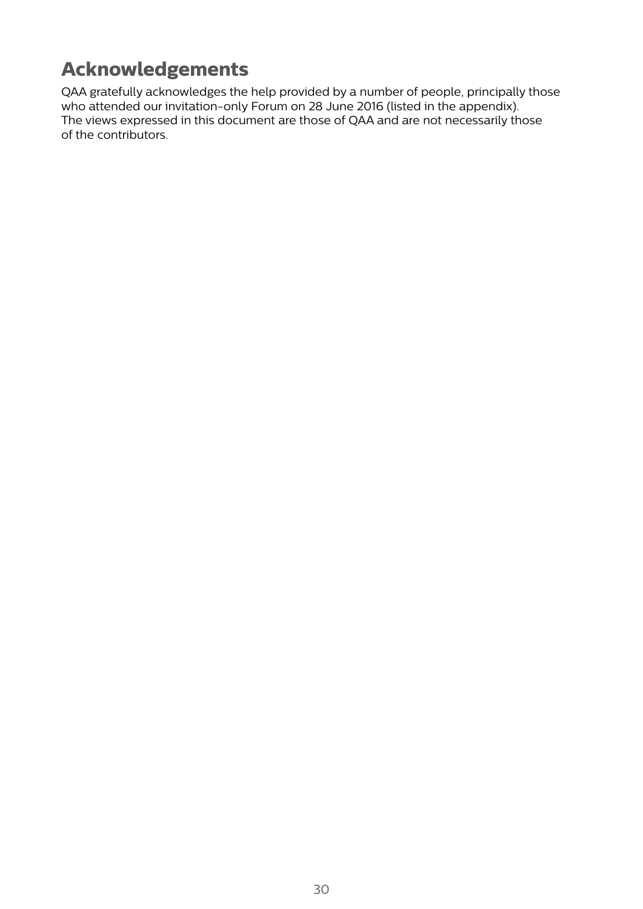## Acknowledgements

QAA gratefully acknowledges the help provided by a number of people, principally those who attended our invitation-only Forum on 28 June 2016 (listed in the appendix). The views expressed in this document are those of QAA and are not necessarily those of the contributors.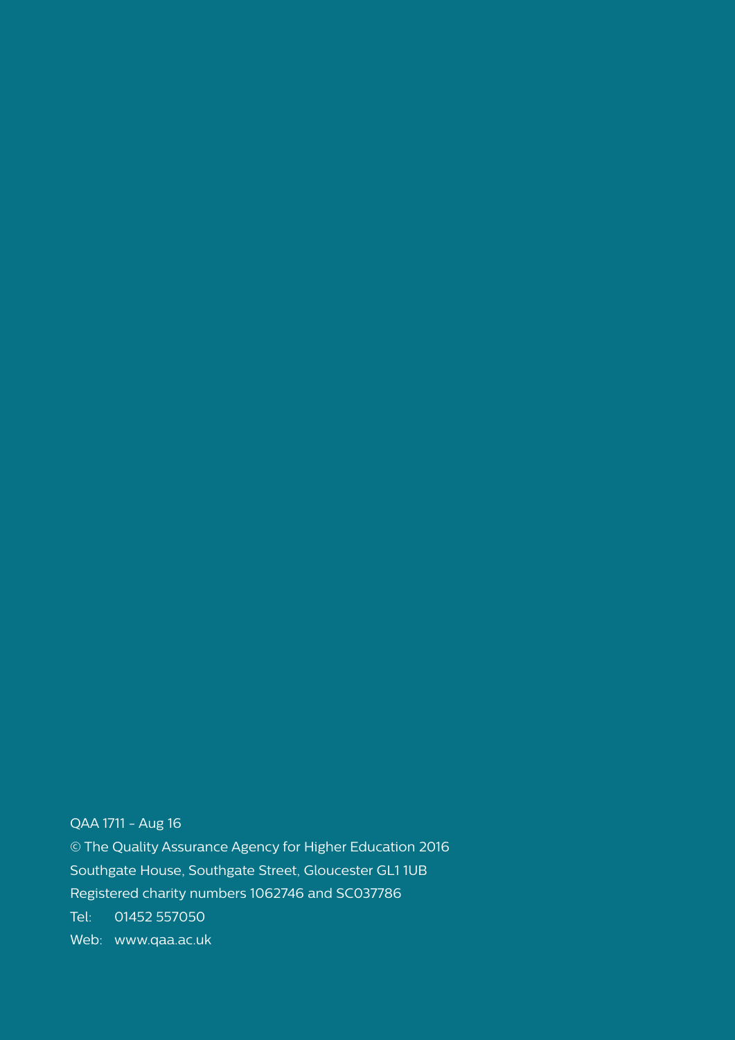QAA 1711 - Aug 16

© The Quality Assurance Agency for Higher Education 2016

Southgate House, Southgate Street, Gloucester GL1 1UB

Registered charity numbers 1062746 and SC037786

Tel: 01452 557050

Web: www.qaa.ac.uk